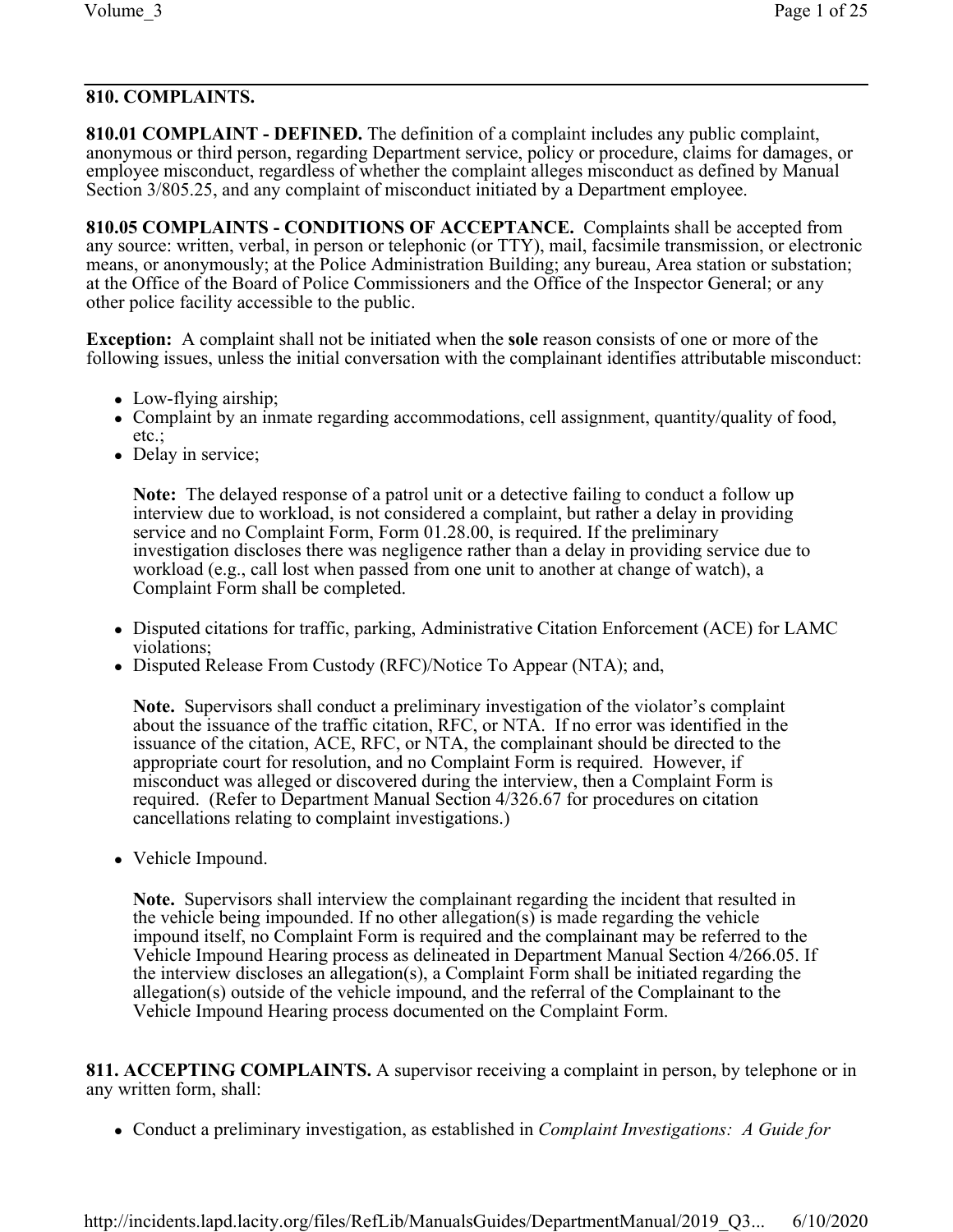## 810. COMPLAINTS.

**810.01 COMPLAINT - DEFINED.** The definition of a complaint includes any public complaint, anonymous or third person, regarding Department service, policy or procedure, claims for damages, or employee misconduct, regardless of whether the complaint alleges misconduct as defined by Manual Section 3/805.25, and any complaint of misconduct initiated by a Department employee.

**810.05 COMPLAINTS - CONDITIONS OF ACCEPTANCE.** Complaints shall be accepted from any source: written, verbal, in person or telephonic (or TTY), mail, facsimile transmission, or electronic means, or anonymously; at the Police Administration Building; any bureau, Area station or substation; at the Office of the Board of Police Commissioners and the Office of the Inspector General; or any other police facility accessible to the public.

**Exception:** A complaint shall not be initiated when the **sole** reason consists of one or more of the following issues, unless the initial conversation with the complainant identifies attributable misconduct:

- Low-flying airship;
- Complaint by an inmate regarding accommodations, cell assignment, quantity/quality of food, etc.;
- Delay in service;

  **Note:** The delayed response of a patrol unit or a detective failing to conduct a follow up interview due to workload, is not considered a complaint, but rather a delay in providing service and no Complaint Form, Form 01.28.00, is required. If the preliminary investigation discloses there was negligence rather than a delay in providing service due to workload (e.g., call lost when passed from one unit to another at change of watch), a Complaint Form shall be completed.

- Disputed citations for traffic, parking, Administrative Citation Enforcement (ACE) for LAMC violations;
- Disputed Release From Custody (RFC)/Notice To Appear (NTA); and,

  **Note.** Supervisors shall conduct a preliminary investigation of the violator's complaint about the issuance of the traffic citation, RFC, or NTA. If no error was identified in the issuance of the citation, ACE, RFC, or NTA, the complainant should be directed to the appropriate court for resolution, and no Complaint Form is required. However, if misconduct was alleged or discovered during the interview, then a Complaint Form is required. (Refer to Department Manual Section 4/326.67 for procedures on citation cancellations relating to complaint investigations.)

- Vehicle Impound.

  **Note.** Supervisors shall interview the complainant regarding the incident that resulted in the vehicle being impounded. If no other allegation(s) is made regarding the vehicle impound itself, no Complaint Form is required and the complainant may be referred to the Vehicle Impound Hearing process as delineated in Department Manual Section 4/266.05. If the interview discloses an allegation(s), a Complaint Form shall be initiated regarding the allegation(s) outside of the vehicle impound, and the referral of the Complainant to the Vehicle Impound Hearing process documented on the Complaint Form.

**811. ACCEPTING COMPLAINTS.** A supervisor receiving a complaint in person, by telephone or in any written form, shall:

- Conduct a preliminary investigation, as established in *Complaint Investigations: A Guide for*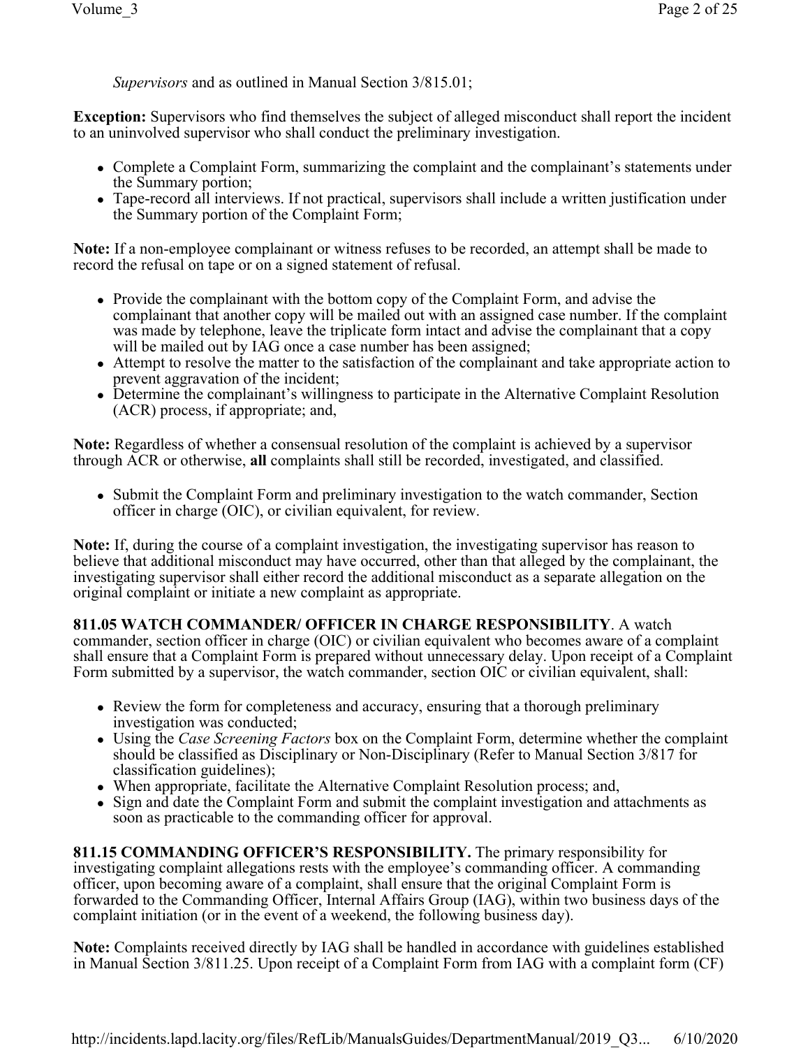*Supervisors* and as outlined in Manual Section 3/815.01;

**Exception:** Supervisors who find themselves the subject of alleged misconduct shall report the incident to an uninvolved supervisor who shall conduct the preliminary investigation.

- Complete a Complaint Form, summarizing the complaint and the complainant's statements under the Summary portion;
- Tape-record all interviews. If not practical, supervisors shall include a written justification under the Summary portion of the Complaint Form;

**Note:** If a non-employee complainant or witness refuses to be recorded, an attempt shall be made to record the refusal on tape or on a signed statement of refusal.

- Provide the complainant with the bottom copy of the Complaint Form, and advise the complainant that another copy will be mailed out with an assigned case number. If the complaint was made by telephone, leave the triplicate form intact and advise the complainant that a copy will be mailed out by IAG once a case number has been assigned;
- Attempt to resolve the matter to the satisfaction of the complainant and take appropriate action to prevent aggravation of the incident;
- Determine the complainant's willingness to participate in the Alternative Complaint Resolution (ACR) process, if appropriate; and,

**Note:** Regardless of whether a consensual resolution of the complaint is achieved by a supervisor through ACR or otherwise, **all** complaints shall still be recorded, investigated, and classified.

- Submit the Complaint Form and preliminary investigation to the watch commander, Section officer in charge (OIC), or civilian equivalent, for review.

**Note:** If, during the course of a complaint investigation, the investigating supervisor has reason to believe that additional misconduct may have occurred, other than that alleged by the complainant, the investigating supervisor shall either record the additional misconduct as a separate allegation on the original complaint or initiate a new complaint as appropriate.

**811.05 WATCH COMMANDER/ OFFICER IN CHARGE RESPONSIBILITY**. A watch commander, section officer in charge (OIC) or civilian equivalent who becomes aware of a complaint shall ensure that a Complaint Form is prepared without unnecessary delay. Upon receipt of a Complaint Form submitted by a supervisor, the watch commander, section OIC or civilian equivalent, shall:

- Review the form for completeness and accuracy, ensuring that a thorough preliminary investigation was conducted;
- Using the *Case Screening Factors* box on the Complaint Form, determine whether the complaint should be classified as Disciplinary or Non-Disciplinary (Refer to Manual Section 3/817 for classification guidelines);
- When appropriate, facilitate the Alternative Complaint Resolution process; and,
- Sign and date the Complaint Form and submit the complaint investigation and attachments as soon as practicable to the commanding officer for approval.

**811.15 COMMANDING OFFICER'S RESPONSIBILITY.** The primary responsibility for investigating complaint allegations rests with the employee's commanding officer. A commanding officer, upon becoming aware of a complaint, shall ensure that the original Complaint Form is forwarded to the Commanding Officer, Internal Affairs Group (IAG), within two business days of the complaint initiation (or in the event of a weekend, the following business day).

**Note:** Complaints received directly by IAG shall be handled in accordance with guidelines established in Manual Section 3/811.25. Upon receipt of a Complaint Form from IAG with a complaint form (CF)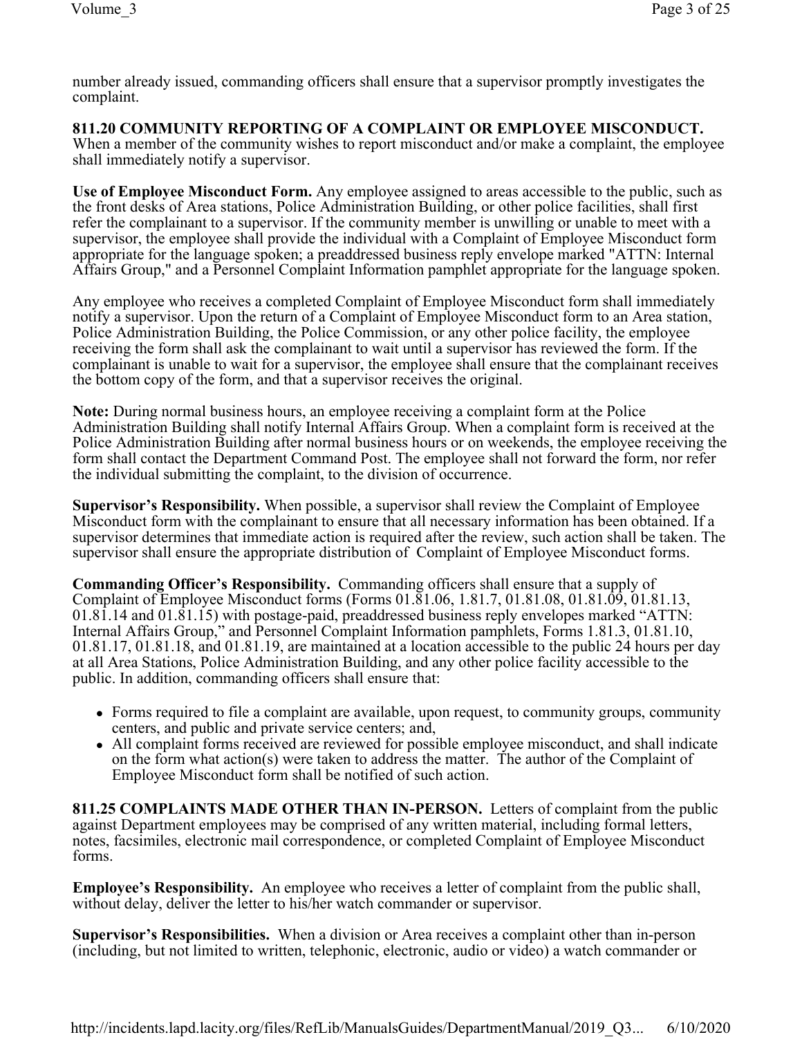number already issued, commanding officers shall ensure that a supervisor promptly investigates the complaint.

**811.20 COMMUNITY REPORTING OF A COMPLAINT OR EMPLOYEE MISCONDUCT.** When a member of the community wishes to report misconduct and/or make a complaint, the employee shall immediately notify a supervisor.

**Use of Employee Misconduct Form.** Any employee assigned to areas accessible to the public, such as the front desks of Area stations, Police Administration Building, or other police facilities, shall first refer the complainant to a supervisor. If the community member is unwilling or unable to meet with a supervisor, the employee shall provide the individual with a Complaint of Employee Misconduct form appropriate for the language spoken; a preaddressed business reply envelope marked "ATTN: Internal Affairs Group," and a Personnel Complaint Information pamphlet appropriate for the language spoken.

Any employee who receives a completed Complaint of Employee Misconduct form shall immediately notify a supervisor. Upon the return of a Complaint of Employee Misconduct form to an Area station, Police Administration Building, the Police Commission, or any other police facility, the employee receiving the form shall ask the complainant to wait until a supervisor has reviewed the form. If the complainant is unable to wait for a supervisor, the employee shall ensure that the complainant receives the bottom copy of the form, and that a supervisor receives the original.

**Note:** During normal business hours, an employee receiving a complaint form at the Police Administration Building shall notify Internal Affairs Group. When a complaint form is received at the Police Administration Building after normal business hours or on weekends, the employee receiving the form shall contact the Department Command Post. The employee shall not forward the form, nor refer the individual submitting the complaint, to the division of occurrence.

**Supervisor's Responsibility.** When possible, a supervisor shall review the Complaint of Employee Misconduct form with the complainant to ensure that all necessary information has been obtained. If a supervisor determines that immediate action is required after the review, such action shall be taken. The supervisor shall ensure the appropriate distribution of Complaint of Employee Misconduct forms.

**Commanding Officer's Responsibility.** Commanding officers shall ensure that a supply of Complaint of Employee Misconduct forms (Forms 01.81.06, 1.81.7, 01.81.08, 01.81.09, 01.81.13, 01.81.14 and 01.81.15) with postage-paid, preaddressed business reply envelopes marked "ATTN: Internal Affairs Group," and Personnel Complaint Information pamphlets, Forms 1.81.3, 01.81.10, 01.81.17, 01.81.18, and 01.81.19, are maintained at a location accessible to the public 24 hours per day at all Area Stations, Police Administration Building, and any other police facility accessible to the public. In addition, commanding officers shall ensure that:

- Forms required to file a complaint are available, upon request, to community groups, community centers, and public and private service centers; and,
- All complaint forms received are reviewed for possible employee misconduct, and shall indicate on the form what action(s) were taken to address the matter. The author of the Complaint of Employee Misconduct form shall be notified of such action.

**811.25 COMPLAINTS MADE OTHER THAN IN-PERSON.** Letters of complaint from the public against Department employees may be comprised of any written material, including formal letters, notes, facsimiles, electronic mail correspondence, or completed Complaint of Employee Misconduct forms.

**Employee's Responsibility.** An employee who receives a letter of complaint from the public shall, without delay, deliver the letter to his/her watch commander or supervisor.

**Supervisor's Responsibilities.** When a division or Area receives a complaint other than in-person (including, but not limited to written, telephonic, electronic, audio or video) a watch commander or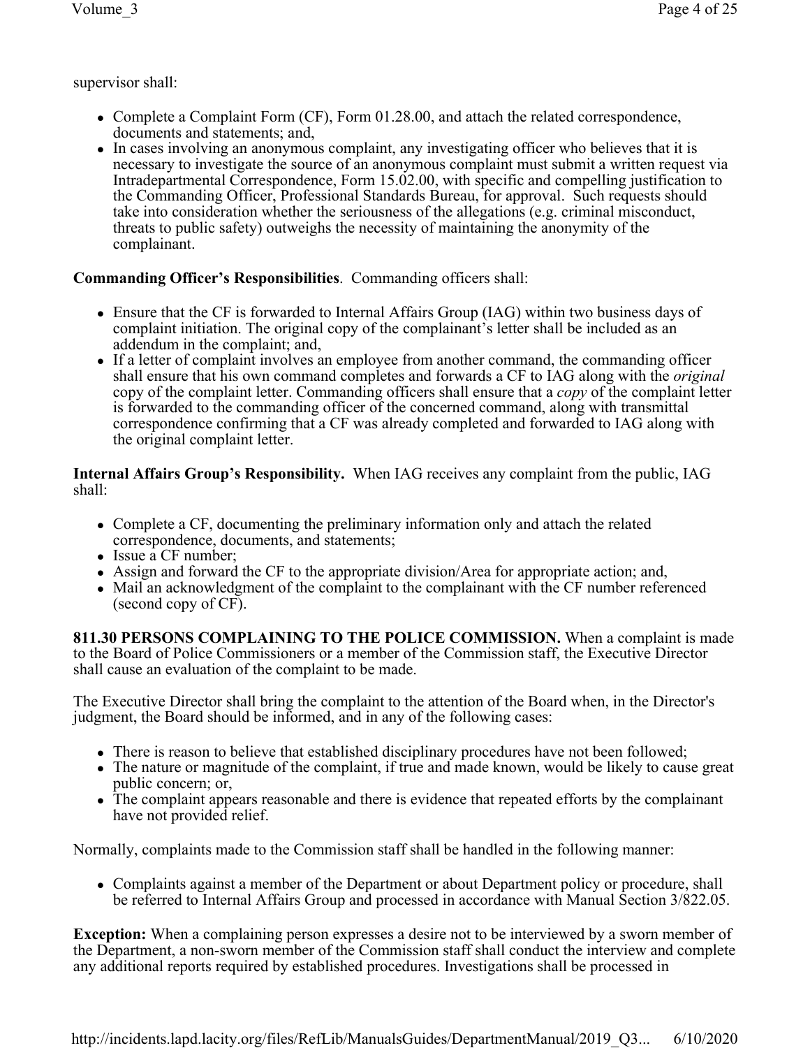supervisor shall:

- Complete a Complaint Form (CF), Form 01.28.00, and attach the related correspondence, documents and statements; and,
- In cases involving an anonymous complaint, any investigating officer who believes that it is necessary to investigate the source of an anonymous complaint must submit a written request via Intradepartmental Correspondence, Form 15.02.00, with specific and compelling justification to the Commanding Officer, Professional Standards Bureau, for approval. Such requests should take into consideration whether the seriousness of the allegations (e.g. criminal misconduct, threats to public safety) outweighs the necessity of maintaining the anonymity of the complainant.

**Commanding Officer's Responsibilities**. Commanding officers shall:

- Ensure that the CF is forwarded to Internal Affairs Group (IAG) within two business days of complaint initiation. The original copy of the complainant's letter shall be included as an addendum in the complaint; and,
- If a letter of complaint involves an employee from another command, the commanding officer shall ensure that his own command completes and forwards a CF to IAG along with the *original* copy of the complaint letter. Commanding officers shall ensure that a *copy* of the complaint letter is forwarded to the commanding officer of the concerned command, along with transmittal correspondence confirming that a CF was already completed and forwarded to IAG along with the original complaint letter.

**Internal Affairs Group's Responsibility.** When IAG receives any complaint from the public, IAG shall:

- Complete a CF, documenting the preliminary information only and attach the related correspondence, documents, and statements;
- Issue a CF number;
- Assign and forward the CF to the appropriate division/Area for appropriate action; and,
- Mail an acknowledgment of the complaint to the complainant with the CF number referenced (second copy of CF).

**811.30 PERSONS COMPLAINING TO THE POLICE COMMISSION.** When a complaint is made to the Board of Police Commissioners or a member of the Commission staff, the Executive Director shall cause an evaluation of the complaint to be made.

The Executive Director shall bring the complaint to the attention of the Board when, in the Director's judgment, the Board should be informed, and in any of the following cases:

- There is reason to believe that established disciplinary procedures have not been followed;
- The nature or magnitude of the complaint, if true and made known, would be likely to cause great public concern; or,
- The complaint appears reasonable and there is evidence that repeated efforts by the complainant have not provided relief.

Normally, complaints made to the Commission staff shall be handled in the following manner:

- Complaints against a member of the Department or about Department policy or procedure, shall be referred to Internal Affairs Group and processed in accordance with Manual Section 3/822.05.

**Exception:** When a complaining person expresses a desire not to be interviewed by a sworn member of the Department, a non-sworn member of the Commission staff shall conduct the interview and complete any additional reports required by established procedures. Investigations shall be processed in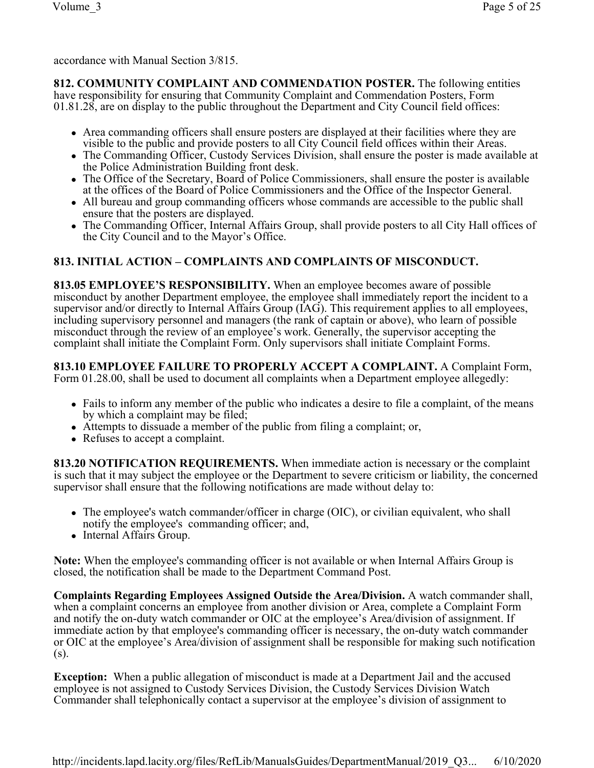accordance with Manual Section 3/815.

**812. COMMUNITY COMPLAINT AND COMMENDATION POSTER.** The following entities have responsibility for ensuring that Community Complaint and Commendation Posters, Form 01.81.28, are on display to the public throughout the Department and City Council field offices:

- Area commanding officers shall ensure posters are displayed at their facilities where they are visible to the public and provide posters to all City Council field offices within their Areas.
- The Commanding Officer, Custody Services Division, shall ensure the poster is made available at the Police Administration Building front desk.
- The Office of the Secretary, Board of Police Commissioners, shall ensure the poster is available at the offices of the Board of Police Commissioners and the Office of the Inspector General.
- All bureau and group commanding officers whose commands are accessible to the public shall ensure that the posters are displayed.
- The Commanding Officer, Internal Affairs Group, shall provide posters to all City Hall offices of the City Council and to the Mayor's Office.

**813. INITIAL ACTION – COMPLAINTS AND COMPLAINTS OF MISCONDUCT.**

**813.05 EMPLOYEE'S RESPONSIBILITY.** When an employee becomes aware of possible misconduct by another Department employee, the employee shall immediately report the incident to a supervisor and/or directly to Internal Affairs Group (IAG). This requirement applies to all employees, including supervisory personnel and managers (the rank of captain or above), who learn of possible misconduct through the review of an employee's work. Generally, the supervisor accepting the complaint shall initiate the Complaint Form. Only supervisors shall initiate Complaint Forms.

**813.10 EMPLOYEE FAILURE TO PROPERLY ACCEPT A COMPLAINT.** A Complaint Form, Form 01.28.00, shall be used to document all complaints when a Department employee allegedly:

- Fails to inform any member of the public who indicates a desire to file a complaint, of the means by which a complaint may be filed;
- Attempts to dissuade a member of the public from filing a complaint; or,
- Refuses to accept a complaint.

**813.20 NOTIFICATION REQUIREMENTS.** When immediate action is necessary or the complaint is such that it may subject the employee or the Department to severe criticism or liability, the concerned supervisor shall ensure that the following notifications are made without delay to:

- The employee's watch commander/officer in charge (OIC), or civilian equivalent, who shall notify the employee's commanding officer; and,
- Internal Affairs Group.

**Note:** When the employee's commanding officer is not available or when Internal Affairs Group is closed, the notification shall be made to the Department Command Post.

**Complaints Regarding Employees Assigned Outside the Area/Division.** A watch commander shall, when a complaint concerns an employee from another division or Area, complete a Complaint Form and notify the on-duty watch commander or OIC at the employee's Area/division of assignment. If immediate action by that employee's commanding officer is necessary, the on-duty watch commander or OIC at the employee's Area/division of assignment shall be responsible for making such notification (s).

**Exception:** When a public allegation of misconduct is made at a Department Jail and the accused employee is not assigned to Custody Services Division, the Custody Services Division Watch Commander shall telephonically contact a supervisor at the employee's division of assignment to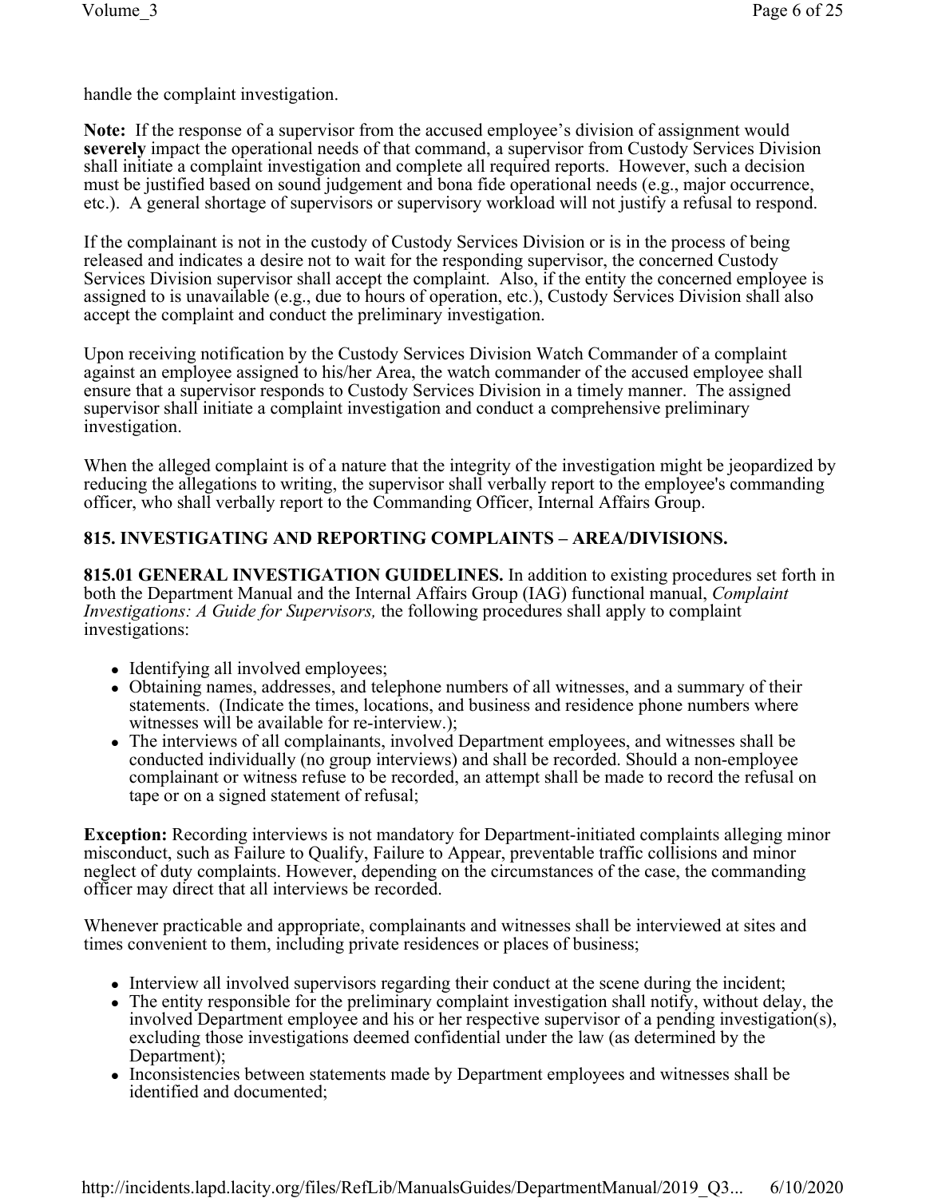handle the complaint investigation.

**Note:** If the response of a supervisor from the accused employee's division of assignment would **severely** impact the operational needs of that command, a supervisor from Custody Services Division shall initiate a complaint investigation and complete all required reports. However, such a decision must be justified based on sound judgement and bona fide operational needs (e.g., major occurrence, etc.). A general shortage of supervisors or supervisory workload will not justify a refusal to respond.

If the complainant is not in the custody of Custody Services Division or is in the process of being released and indicates a desire not to wait for the responding supervisor, the concerned Custody Services Division supervisor shall accept the complaint. Also, if the entity the concerned employee is assigned to is unavailable (e.g., due to hours of operation, etc.), Custody Services Division shall also accept the complaint and conduct the preliminary investigation.

Upon receiving notification by the Custody Services Division Watch Commander of a complaint against an employee assigned to his/her Area, the watch commander of the accused employee shall ensure that a supervisor responds to Custody Services Division in a timely manner. The assigned supervisor shall initiate a complaint investigation and conduct a comprehensive preliminary investigation.

When the alleged complaint is of a nature that the integrity of the investigation might be jeopardized by reducing the allegations to writing, the supervisor shall verbally report to the employee's commanding officer, who shall verbally report to the Commanding Officer, Internal Affairs Group.

## 815. INVESTIGATING AND REPORTING COMPLAINTS – AREA/DIVISIONS.

**815.01 GENERAL INVESTIGATION GUIDELINES.** In addition to existing procedures set forth in both the Department Manual and the Internal Affairs Group (IAG) functional manual, *Complaint Investigations: A Guide for Supervisors,* the following procedures shall apply to complaint investigations:

- Identifying all involved employees;
- Obtaining names, addresses, and telephone numbers of all witnesses, and a summary of their statements. (Indicate the times, locations, and business and residence phone numbers where witnesses will be available for re-interview.);
- The interviews of all complainants, involved Department employees, and witnesses shall be conducted individually (no group interviews) and shall be recorded. Should a non-employee complainant or witness refuse to be recorded, an attempt shall be made to record the refusal on tape or on a signed statement of refusal;

**Exception:** Recording interviews is not mandatory for Department-initiated complaints alleging minor misconduct, such as Failure to Qualify, Failure to Appear, preventable traffic collisions and minor neglect of duty complaints. However, depending on the circumstances of the case, the commanding officer may direct that all interviews be recorded.

Whenever practicable and appropriate, complainants and witnesses shall be interviewed at sites and times convenient to them, including private residences or places of business;

- Interview all involved supervisors regarding their conduct at the scene during the incident;
- The entity responsible for the preliminary complaint investigation shall notify, without delay, the involved Department employee and his or her respective supervisor of a pending investigation(s), excluding those investigations deemed confidential under the law (as determined by the Department);
- Inconsistencies between statements made by Department employees and witnesses shall be identified and documented;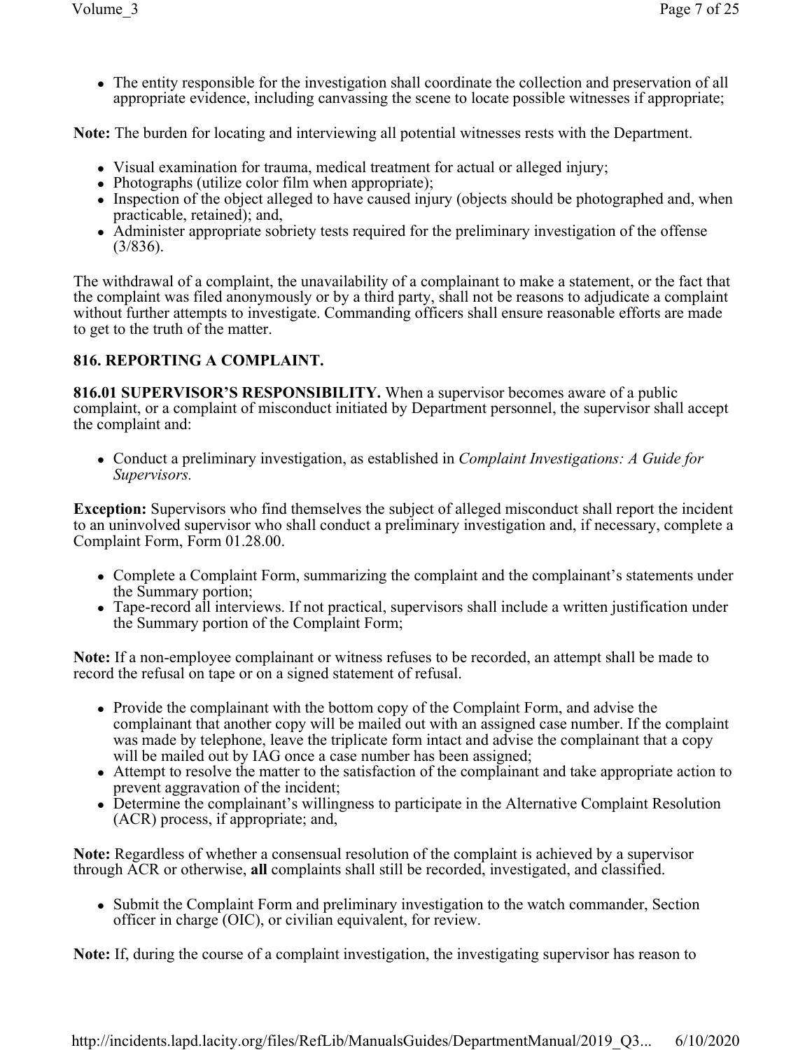- The entity responsible for the investigation shall coordinate the collection and preservation of all appropriate evidence, including canvassing the scene to locate possible witnesses if appropriate;

**Note:** The burden for locating and interviewing all potential witnesses rests with the Department.

- Visual examination for trauma, medical treatment for actual or alleged injury;
- Photographs (utilize color film when appropriate);
- Inspection of the object alleged to have caused injury (objects should be photographed and, when practicable, retained); and,
- Administer appropriate sobriety tests required for the preliminary investigation of the offense (3/836).

The withdrawal of a complaint, the unavailability of a complainant to make a statement, or the fact that the complaint was filed anonymously or by a third party, shall not be reasons to adjudicate a complaint without further attempts to investigate. Commanding officers shall ensure reasonable efforts are made to get to the truth of the matter.

### 816. REPORTING A COMPLAINT.

**816.01 SUPERVISOR'S RESPONSIBILITY.** When a supervisor becomes aware of a public complaint, or a complaint of misconduct initiated by Department personnel, the supervisor shall accept the complaint and:

- Conduct a preliminary investigation, as established in *Complaint Investigations: A Guide for Supervisors.*

**Exception:** Supervisors who find themselves the subject of alleged misconduct shall report the incident to an uninvolved supervisor who shall conduct a preliminary investigation and, if necessary, complete a Complaint Form, Form 01.28.00.

- Complete a Complaint Form, summarizing the complaint and the complainant's statements under the Summary portion;
- Tape-record all interviews. If not practical, supervisors shall include a written justification under the Summary portion of the Complaint Form;

**Note:** If a non-employee complainant or witness refuses to be recorded, an attempt shall be made to record the refusal on tape or on a signed statement of refusal.

- Provide the complainant with the bottom copy of the Complaint Form, and advise the complainant that another copy will be mailed out with an assigned case number. If the complaint was made by telephone, leave the triplicate form intact and advise the complainant that a copy will be mailed out by IAG once a case number has been assigned;
- Attempt to resolve the matter to the satisfaction of the complainant and take appropriate action to prevent aggravation of the incident;
- Determine the complainant's willingness to participate in the Alternative Complaint Resolution (ACR) process, if appropriate; and,

**Note:** Regardless of whether a consensual resolution of the complaint is achieved by a supervisor through ACR or otherwise, **all** complaints shall still be recorded, investigated, and classified.

- Submit the Complaint Form and preliminary investigation to the watch commander, Section officer in charge (OIC), or civilian equivalent, for review.

**Note:** If, during the course of a complaint investigation, the investigating supervisor has reason to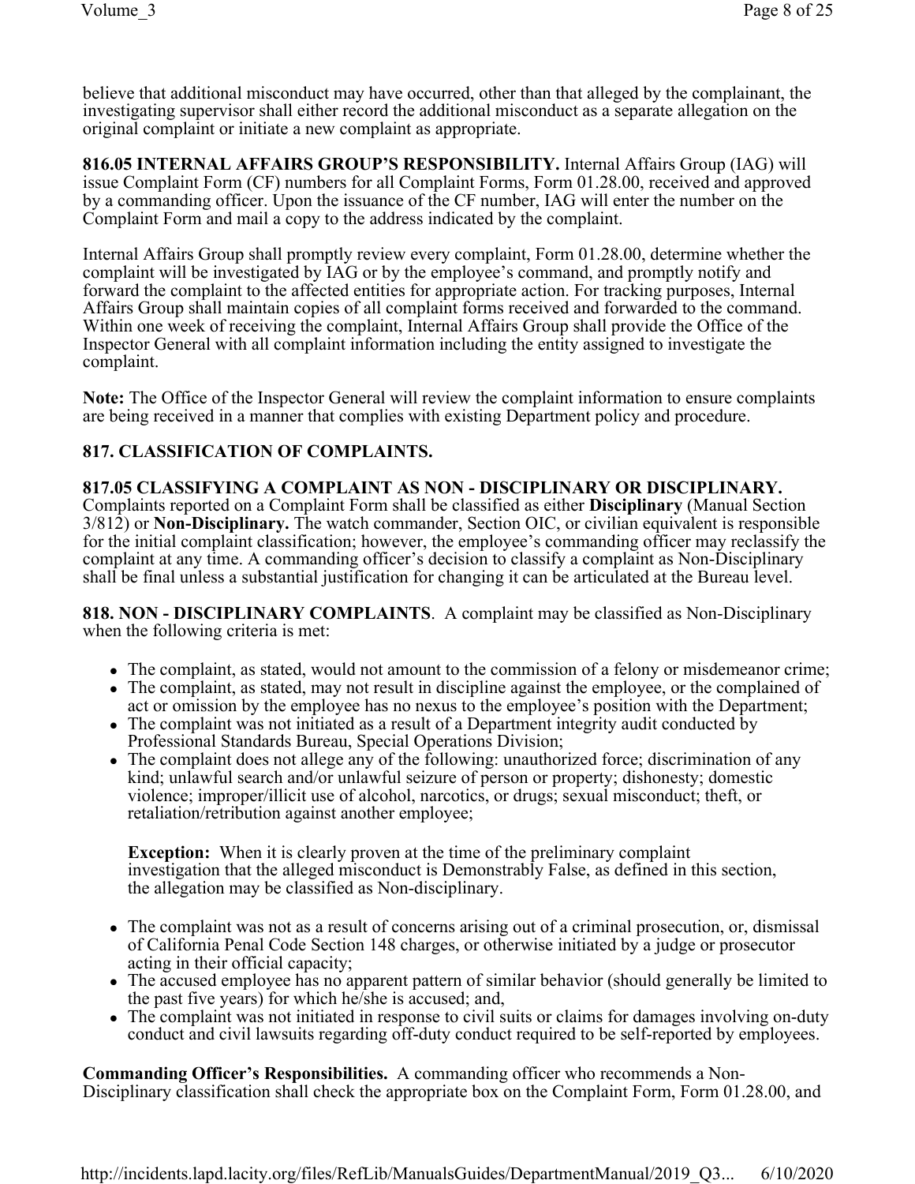believe that additional misconduct may have occurred, other than that alleged by the complainant, the investigating supervisor shall either record the additional misconduct as a separate allegation on the original complaint or initiate a new complaint as appropriate.

**816.05 INTERNAL AFFAIRS GROUP'S RESPONSIBILITY.** Internal Affairs Group (IAG) will issue Complaint Form (CF) numbers for all Complaint Forms, Form 01.28.00, received and approved by a commanding officer. Upon the issuance of the CF number, IAG will enter the number on the Complaint Form and mail a copy to the address indicated by the complaint.

Internal Affairs Group shall promptly review every complaint, Form 01.28.00, determine whether the complaint will be investigated by IAG or by the employee's command, and promptly notify and forward the complaint to the affected entities for appropriate action. For tracking purposes, Internal Affairs Group shall maintain copies of all complaint forms received and forwarded to the command. Within one week of receiving the complaint, Internal Affairs Group shall provide the Office of the Inspector General with all complaint information including the entity assigned to investigate the complaint.

**Note:** The Office of the Inspector General will review the complaint information to ensure complaints are being received in a manner that complies with existing Department policy and procedure.

## 817. CLASSIFICATION OF COMPLAINTS.

**817.05 CLASSIFYING A COMPLAINT AS NON - DISCIPLINARY OR DISCIPLINARY.** Complaints reported on a Complaint Form shall be classified as either **Disciplinary** (Manual Section 3/812) or **Non-Disciplinary.** The watch commander, Section OIC, or civilian equivalent is responsible for the initial complaint classification; however, the employee's commanding officer may reclassify the complaint at any time. A commanding officer's decision to classify a complaint as Non-Disciplinary shall be final unless a substantial justification for changing it can be articulated at the Bureau level.

**818. NON - DISCIPLINARY COMPLAINTS**. A complaint may be classified as Non-Disciplinary when the following criteria is met:

- The complaint, as stated, would not amount to the commission of a felony or misdemeanor crime;
- The complaint, as stated, may not result in discipline against the employee, or the complained of act or omission by the employee has no nexus to the employee's position with the Department;
- The complaint was not initiated as a result of a Department integrity audit conducted by Professional Standards Bureau, Special Operations Division;
- The complaint does not allege any of the following: unauthorized force; discrimination of any kind; unlawful search and/or unlawful seizure of person or property; dishonesty; domestic violence; improper/illicit use of alcohol, narcotics, or drugs; sexual misconduct; theft, or retaliation/retribution against another employee;

  **Exception:** When it is clearly proven at the time of the preliminary complaint investigation that the alleged misconduct is Demonstrably False, as defined in this section, the allegation may be classified as Non-disciplinary.

- The complaint was not as a result of concerns arising out of a criminal prosecution, or, dismissal of California Penal Code Section 148 charges, or otherwise initiated by a judge or prosecutor acting in their official capacity;
- The accused employee has no apparent pattern of similar behavior (should generally be limited to the past five years) for which he/she is accused; and,
- The complaint was not initiated in response to civil suits or claims for damages involving on-duty conduct and civil lawsuits regarding off-duty conduct required to be self-reported by employees.

**Commanding Officer's Responsibilities.** A commanding officer who recommends a Non-Disciplinary classification shall check the appropriate box on the Complaint Form, Form 01.28.00, and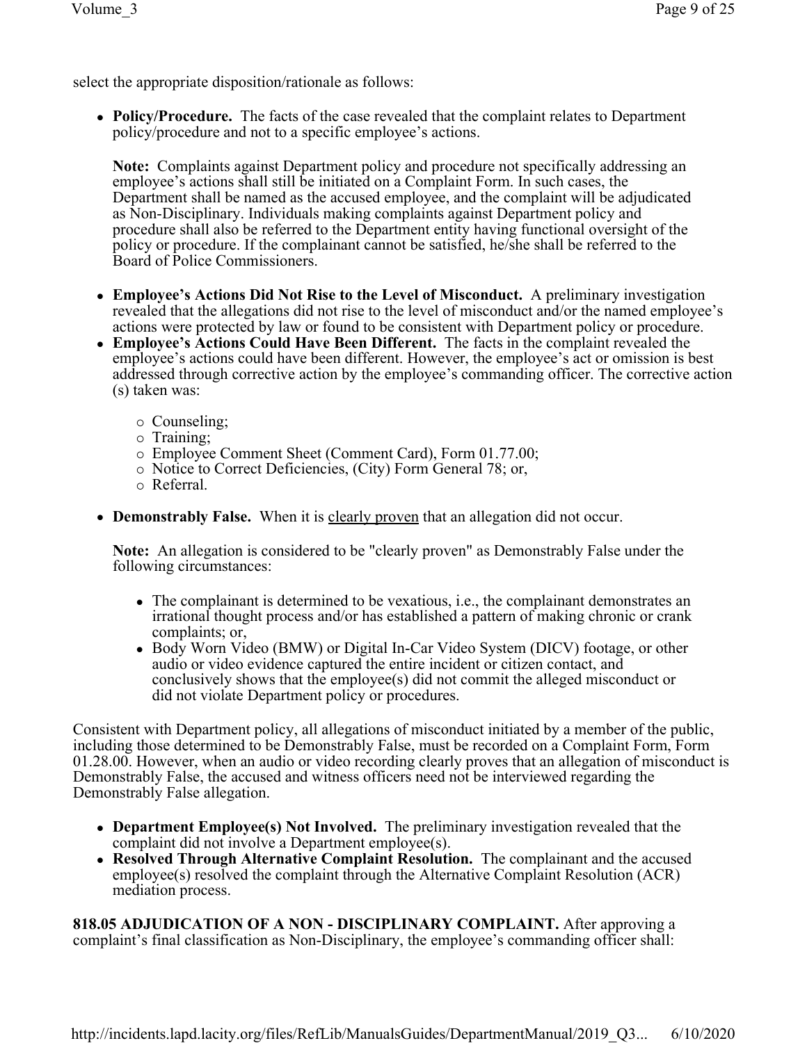select the appropriate disposition/rationale as follows:

- **Policy/Procedure.** The facts of the case revealed that the complaint relates to Department policy/procedure and not to a specific employee's actions.

  **Note:** Complaints against Department policy and procedure not specifically addressing an employee's actions shall still be initiated on a Complaint Form. In such cases, the Department shall be named as the accused employee, and the complaint will be adjudicated as Non-Disciplinary. Individuals making complaints against Department policy and procedure shall also be referred to the Department entity having functional oversight of the policy or procedure. If the complainant cannot be satisfied, he/she shall be referred to the Board of Police Commissioners.

- **Employee's Actions Did Not Rise to the Level of Misconduct.** A preliminary investigation revealed that the allegations did not rise to the level of misconduct and/or the named employee's actions were protected by law or found to be consistent with Department policy or procedure.
- **Employee's Actions Could Have Been Different.** The facts in the complaint revealed the employee's actions could have been different. However, the employee's act or omission is best addressed through corrective action by the employee's commanding officer. The corrective action (s) taken was:
  - Counseling;
  - Training;
  - Employee Comment Sheet (Comment Card), Form 01.77.00;
  - Notice to Correct Deficiencies, (City) Form General 78; or,
  - Referral.

- **Demonstrably False.** When it is clearly proven that an allegation did not occur.

  **Note:** An allegation is considered to be "clearly proven" as Demonstrably False under the following circumstances:

  - The complainant is determined to be vexatious, i.e., the complainant demonstrates an irrational thought process and/or has established a pattern of making chronic or crank complaints; or,
  - Body Worn Video (BMW) or Digital In-Car Video System (DICV) footage, or other audio or video evidence captured the entire incident or citizen contact, and conclusively shows that the employee(s) did not commit the alleged misconduct or did not violate Department policy or procedures.

Consistent with Department policy, all allegations of misconduct initiated by a member of the public, including those determined to be Demonstrably False, must be recorded on a Complaint Form, Form 01.28.00. However, when an audio or video recording clearly proves that an allegation of misconduct is Demonstrably False, the accused and witness officers need not be interviewed regarding the Demonstrably False allegation.

- **Department Employee(s) Not Involved.** The preliminary investigation revealed that the complaint did not involve a Department employee(s).
- **Resolved Through Alternative Complaint Resolution.** The complainant and the accused employee(s) resolved the complaint through the Alternative Complaint Resolution (ACR) mediation process.

**818.05 ADJUDICATION OF A NON - DISCIPLINARY COMPLAINT.** After approving a complaint's final classification as Non-Disciplinary, the employee's commanding officer shall: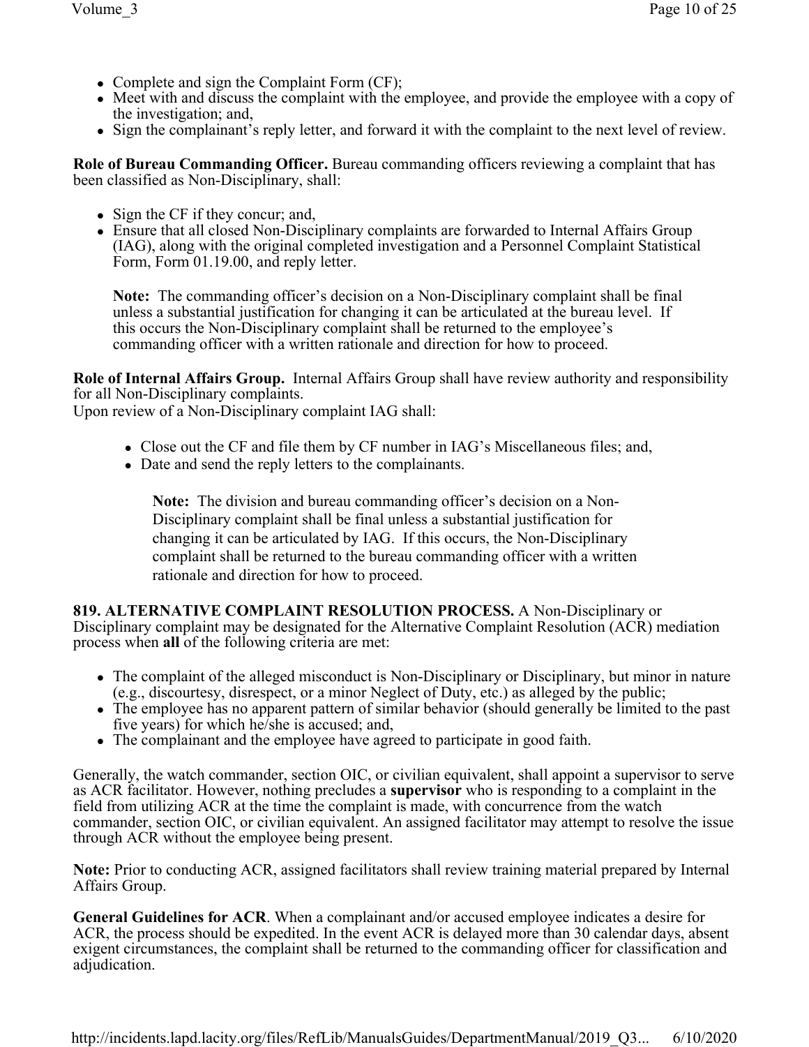- Complete and sign the Complaint Form (CF);
- Meet with and discuss the complaint with the employee, and provide the employee with a copy of the investigation; and,
- Sign the complainant's reply letter, and forward it with the complaint to the next level of review.

**Role of Bureau Commanding Officer.** Bureau commanding officers reviewing a complaint that has been classified as Non-Disciplinary, shall:

- Sign the CF if they concur; and,
- Ensure that all closed Non-Disciplinary complaints are forwarded to Internal Affairs Group (IAG), along with the original completed investigation and a Personnel Complaint Statistical Form, Form 01.19.00, and reply letter.

  **Note:** The commanding officer's decision on a Non-Disciplinary complaint shall be final unless a substantial justification for changing it can be articulated at the bureau level. If this occurs the Non-Disciplinary complaint shall be returned to the employee's commanding officer with a written rationale and direction for how to proceed.

**Role of Internal Affairs Group.** Internal Affairs Group shall have review authority and responsibility for all Non-Disciplinary complaints.
Upon review of a Non-Disciplinary complaint IAG shall:

- Close out the CF and file them by CF number in IAG's Miscellaneous files; and,
- Date and send the reply letters to the complainants.

  **Note:** The division and bureau commanding officer's decision on a Non-Disciplinary complaint shall be final unless a substantial justification for changing it can be articulated by IAG. If this occurs, the Non-Disciplinary complaint shall be returned to the bureau commanding officer with a written rationale and direction for how to proceed.

**819. ALTERNATIVE COMPLAINT RESOLUTION PROCESS.** A Non-Disciplinary or Disciplinary complaint may be designated for the Alternative Complaint Resolution (ACR) mediation process when **all** of the following criteria are met:

- The complaint of the alleged misconduct is Non-Disciplinary or Disciplinary, but minor in nature (e.g., discourtesy, disrespect, or a minor Neglect of Duty, etc.) as alleged by the public;
- The employee has no apparent pattern of similar behavior (should generally be limited to the past five years) for which he/she is accused; and,
- The complainant and the employee have agreed to participate in good faith.

Generally, the watch commander, section OIC, or civilian equivalent, shall appoint a supervisor to serve as ACR facilitator. However, nothing precludes a **supervisor** who is responding to a complaint in the field from utilizing ACR at the time the complaint is made, with concurrence from the watch commander, section OIC, or civilian equivalent. An assigned facilitator may attempt to resolve the issue through ACR without the employee being present.

**Note:** Prior to conducting ACR, assigned facilitators shall review training material prepared by Internal Affairs Group.

**General Guidelines for ACR**. When a complainant and/or accused employee indicates a desire for ACR, the process should be expedited. In the event ACR is delayed more than 30 calendar days, absent exigent circumstances, the complaint shall be returned to the commanding officer for classification and adjudication.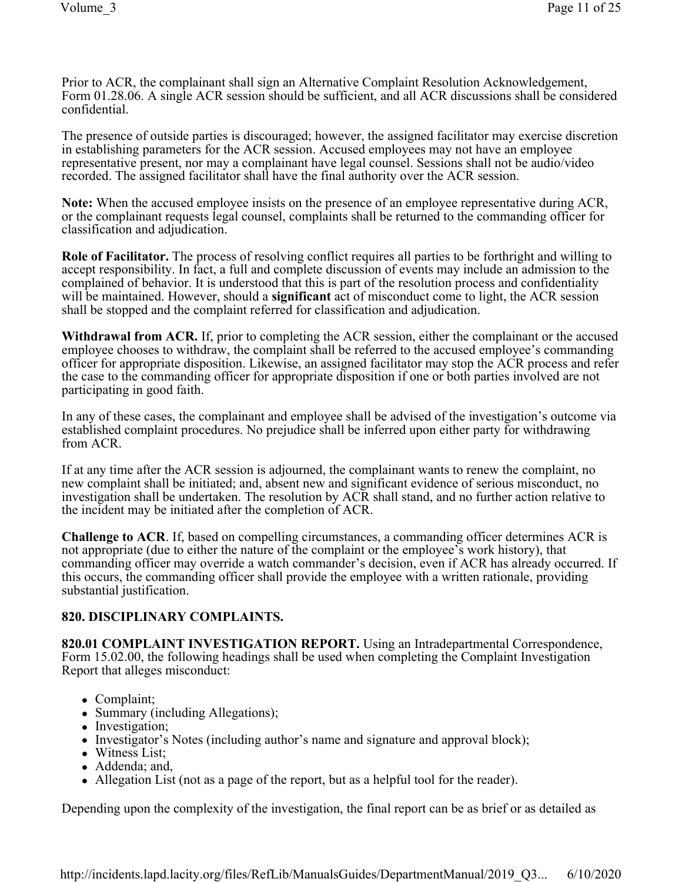Prior to ACR, the complainant shall sign an Alternative Complaint Resolution Acknowledgement, Form 01.28.06. A single ACR session should be sufficient, and all ACR discussions shall be considered confidential.

The presence of outside parties is discouraged; however, the assigned facilitator may exercise discretion in establishing parameters for the ACR session. Accused employees may not have an employee representative present, nor may a complainant have legal counsel. Sessions shall not be audio/video recorded. The assigned facilitator shall have the final authority over the ACR session.

**Note:** When the accused employee insists on the presence of an employee representative during ACR, or the complainant requests legal counsel, complaints shall be returned to the commanding officer for classification and adjudication.

**Role of Facilitator.** The process of resolving conflict requires all parties to be forthright and willing to accept responsibility. In fact, a full and complete discussion of events may include an admission to the complained of behavior. It is understood that this is part of the resolution process and confidentiality will be maintained. However, should a **significant** act of misconduct come to light, the ACR session shall be stopped and the complaint referred for classification and adjudication.

**Withdrawal from ACR.** If, prior to completing the ACR session, either the complainant or the accused employee chooses to withdraw, the complaint shall be referred to the accused employee's commanding officer for appropriate disposition. Likewise, an assigned facilitator may stop the ACR process and refer the case to the commanding officer for appropriate disposition if one or both parties involved are not participating in good faith.

In any of these cases, the complainant and employee shall be advised of the investigation's outcome via established complaint procedures. No prejudice shall be inferred upon either party for withdrawing from ACR.

If at any time after the ACR session is adjourned, the complainant wants to renew the complaint, no new complaint shall be initiated; and, absent new and significant evidence of serious misconduct, no investigation shall be undertaken. The resolution by ACR shall stand, and no further action relative to the incident may be initiated after the completion of ACR.

**Challenge to ACR**. If, based on compelling circumstances, a commanding officer determines ACR is not appropriate (due to either the nature of the complaint or the employee's work history), that commanding officer may override a watch commander's decision, even if ACR has already occurred. If this occurs, the commanding officer shall provide the employee with a written rationale, providing substantial justification.

## 820. DISCIPLINARY COMPLAINTS.

**820.01 COMPLAINT INVESTIGATION REPORT.** Using an Intradepartmental Correspondence, Form 15.02.00, the following headings shall be used when completing the Complaint Investigation Report that alleges misconduct:

- Complaint;
- Summary (including Allegations);
- Investigation;
- Investigator's Notes (including author's name and signature and approval block);
- Witness List;
- Addenda; and,
- Allegation List (not as a page of the report, but as a helpful tool for the reader).

Depending upon the complexity of the investigation, the final report can be as brief or as detailed as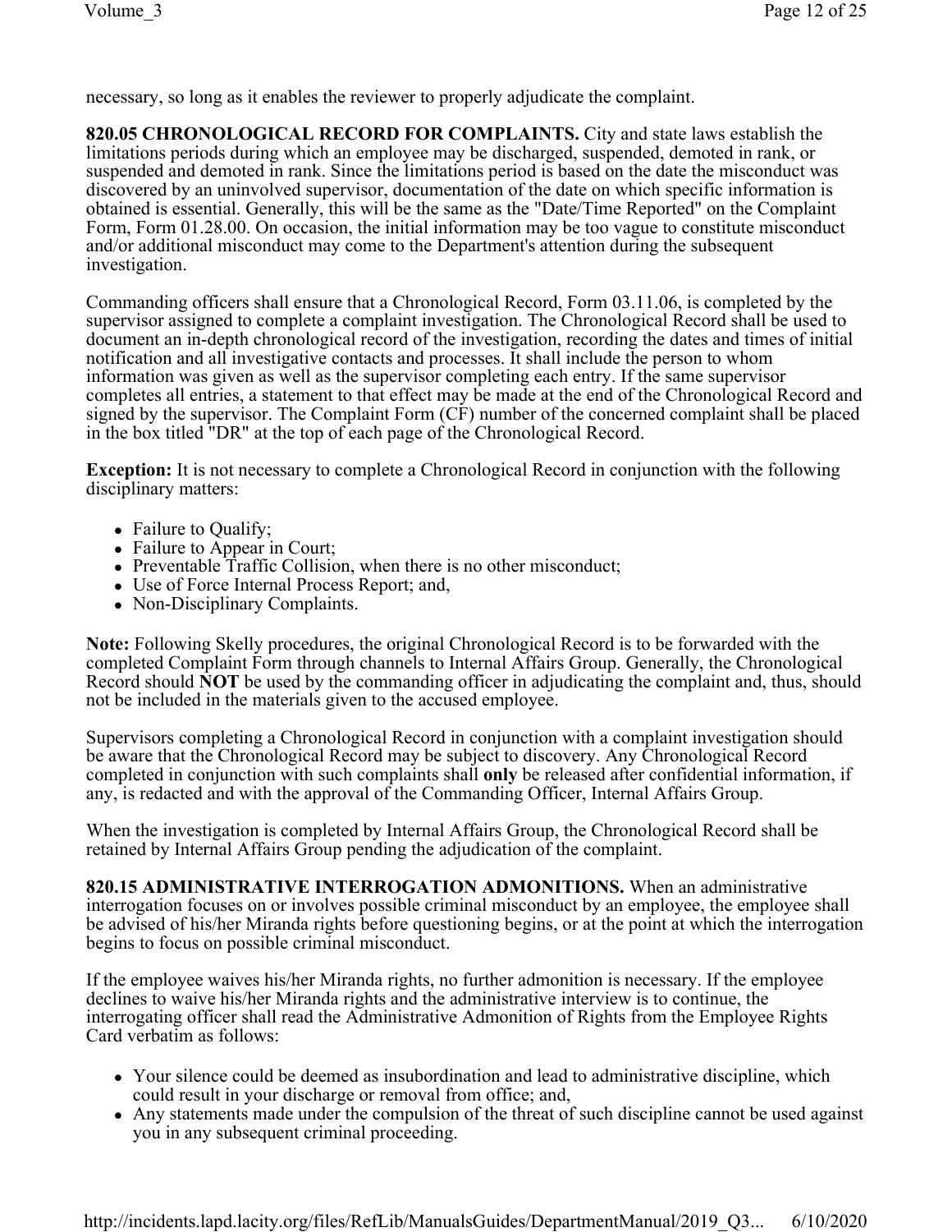necessary, so long as it enables the reviewer to properly adjudicate the complaint.

**820.05 CHRONOLOGICAL RECORD FOR COMPLAINTS.** City and state laws establish the limitations periods during which an employee may be discharged, suspended, demoted in rank, or suspended and demoted in rank. Since the limitations period is based on the date the misconduct was discovered by an uninvolved supervisor, documentation of the date on which specific information is obtained is essential. Generally, this will be the same as the "Date/Time Reported" on the Complaint Form, Form 01.28.00. On occasion, the initial information may be too vague to constitute misconduct and/or additional misconduct may come to the Department's attention during the subsequent investigation.

Commanding officers shall ensure that a Chronological Record, Form 03.11.06, is completed by the supervisor assigned to complete a complaint investigation. The Chronological Record shall be used to document an in-depth chronological record of the investigation, recording the dates and times of initial notification and all investigative contacts and processes. It shall include the person to whom information was given as well as the supervisor completing each entry. If the same supervisor completes all entries, a statement to that effect may be made at the end of the Chronological Record and signed by the supervisor. The Complaint Form (CF) number of the concerned complaint shall be placed in the box titled "DR" at the top of each page of the Chronological Record.

**Exception:** It is not necessary to complete a Chronological Record in conjunction with the following disciplinary matters:

- Failure to Qualify;
- Failure to Appear in Court;
- Preventable Traffic Collision, when there is no other misconduct;
- Use of Force Internal Process Report; and,
- Non-Disciplinary Complaints.

**Note:** Following Skelly procedures, the original Chronological Record is to be forwarded with the completed Complaint Form through channels to Internal Affairs Group. Generally, the Chronological Record should **NOT** be used by the commanding officer in adjudicating the complaint and, thus, should not be included in the materials given to the accused employee.

Supervisors completing a Chronological Record in conjunction with a complaint investigation should be aware that the Chronological Record may be subject to discovery. Any Chronological Record completed in conjunction with such complaints shall **only** be released after confidential information, if any, is redacted and with the approval of the Commanding Officer, Internal Affairs Group.

When the investigation is completed by Internal Affairs Group, the Chronological Record shall be retained by Internal Affairs Group pending the adjudication of the complaint.

**820.15 ADMINISTRATIVE INTERROGATION ADMONITIONS.** When an administrative interrogation focuses on or involves possible criminal misconduct by an employee, the employee shall be advised of his/her Miranda rights before questioning begins, or at the point at which the interrogation begins to focus on possible criminal misconduct.

If the employee waives his/her Miranda rights, no further admonition is necessary. If the employee declines to waive his/her Miranda rights and the administrative interview is to continue, the interrogating officer shall read the Administrative Admonition of Rights from the Employee Rights Card verbatim as follows:

- Your silence could be deemed as insubordination and lead to administrative discipline, which could result in your discharge or removal from office; and,
- Any statements made under the compulsion of the threat of such discipline cannot be used against you in any subsequent criminal proceeding.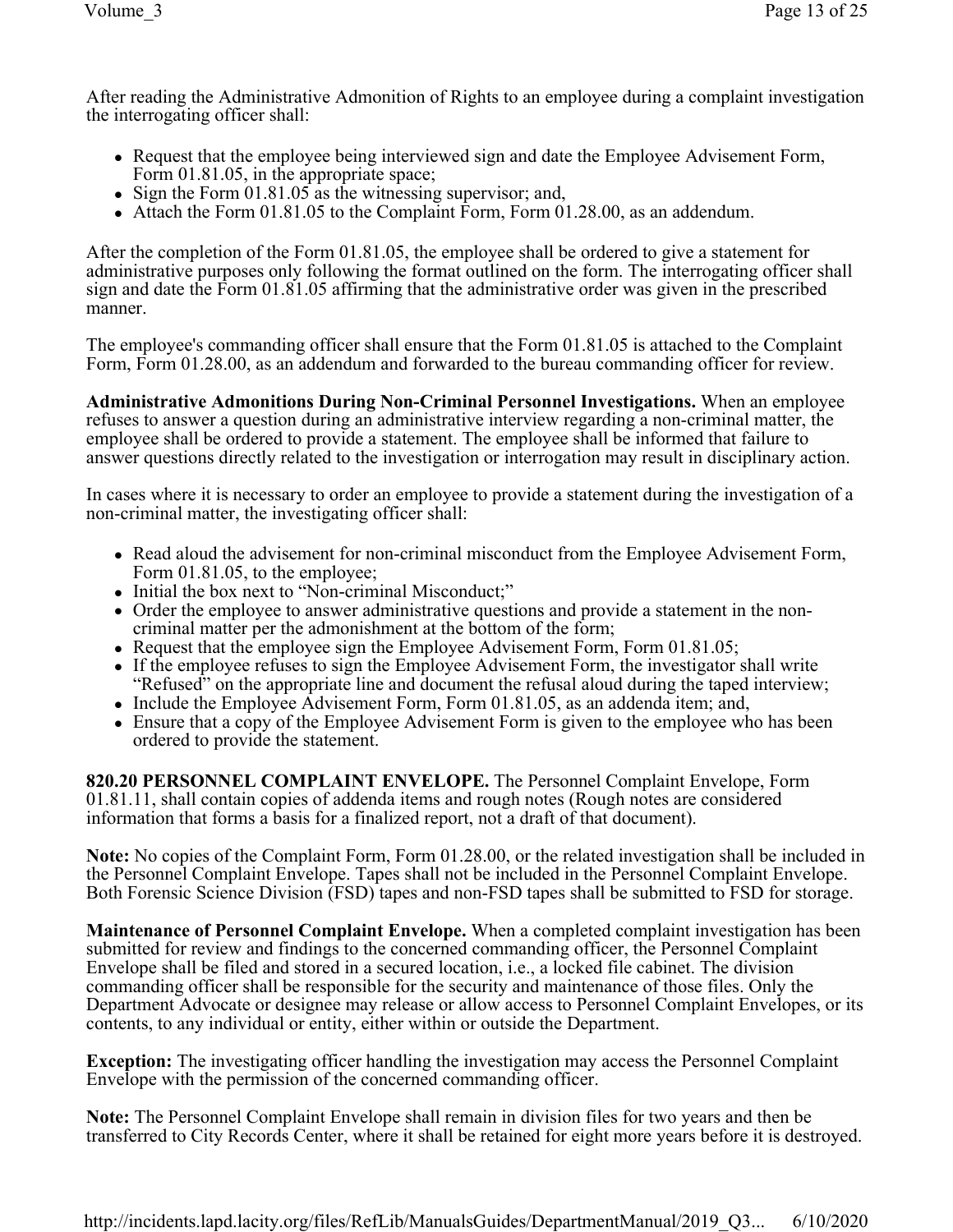After reading the Administrative Admonition of Rights to an employee during a complaint investigation the interrogating officer shall:

- Request that the employee being interviewed sign and date the Employee Advisement Form, Form 01.81.05, in the appropriate space;
- Sign the Form 01.81.05 as the witnessing supervisor; and,
- Attach the Form 01.81.05 to the Complaint Form, Form 01.28.00, as an addendum.

After the completion of the Form 01.81.05, the employee shall be ordered to give a statement for administrative purposes only following the format outlined on the form. The interrogating officer shall sign and date the Form 01.81.05 affirming that the administrative order was given in the prescribed manner.

The employee's commanding officer shall ensure that the Form 01.81.05 is attached to the Complaint Form, Form 01.28.00, as an addendum and forwarded to the bureau commanding officer for review.

**Administrative Admonitions During Non-Criminal Personnel Investigations.** When an employee refuses to answer a question during an administrative interview regarding a non-criminal matter, the employee shall be ordered to provide a statement. The employee shall be informed that failure to answer questions directly related to the investigation or interrogation may result in disciplinary action.

In cases where it is necessary to order an employee to provide a statement during the investigation of a non-criminal matter, the investigating officer shall:

- Read aloud the advisement for non-criminal misconduct from the Employee Advisement Form, Form 01.81.05, to the employee;
- Initial the box next to "Non-criminal Misconduct;"
- Order the employee to answer administrative questions and provide a statement in the non-criminal matter per the admonishment at the bottom of the form;
- Request that the employee sign the Employee Advisement Form, Form 01.81.05;
- If the employee refuses to sign the Employee Advisement Form, the investigator shall write "Refused" on the appropriate line and document the refusal aloud during the taped interview;
- Include the Employee Advisement Form, Form 01.81.05, as an addenda item; and,
- Ensure that a copy of the Employee Advisement Form is given to the employee who has been ordered to provide the statement.

**820.20 PERSONNEL COMPLAINT ENVELOPE.** The Personnel Complaint Envelope, Form 01.81.11, shall contain copies of addenda items and rough notes (Rough notes are considered information that forms a basis for a finalized report, not a draft of that document).

**Note:** No copies of the Complaint Form, Form 01.28.00, or the related investigation shall be included in the Personnel Complaint Envelope. Tapes shall not be included in the Personnel Complaint Envelope. Both Forensic Science Division (FSD) tapes and non-FSD tapes shall be submitted to FSD for storage.

**Maintenance of Personnel Complaint Envelope.** When a completed complaint investigation has been submitted for review and findings to the concerned commanding officer, the Personnel Complaint Envelope shall be filed and stored in a secured location, i.e., a locked file cabinet. The division commanding officer shall be responsible for the security and maintenance of those files. Only the Department Advocate or designee may release or allow access to Personnel Complaint Envelopes, or its contents, to any individual or entity, either within or outside the Department.

**Exception:** The investigating officer handling the investigation may access the Personnel Complaint Envelope with the permission of the concerned commanding officer.

**Note:** The Personnel Complaint Envelope shall remain in division files for two years and then be transferred to City Records Center, where it shall be retained for eight more years before it is destroyed.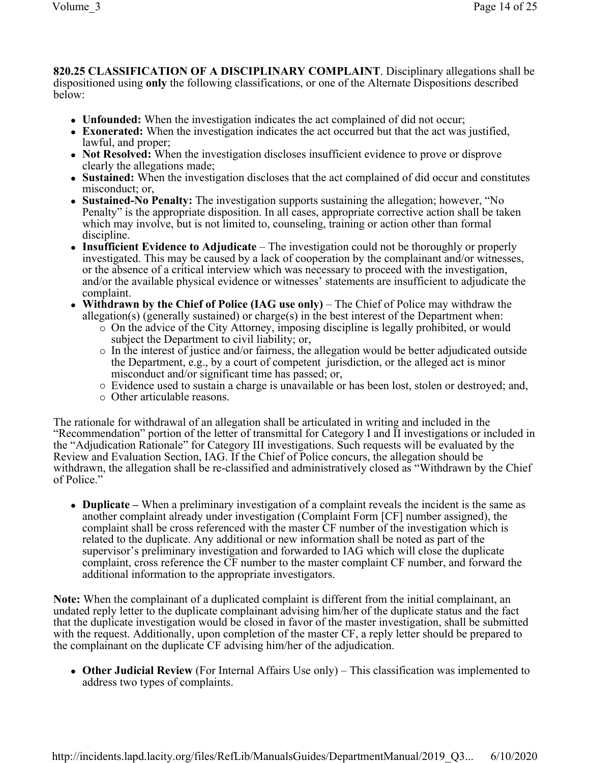**820.25 CLASSIFICATION OF A DISCIPLINARY COMPLAINT**. Disciplinary allegations shall be dispositioned using **only** the following classifications, or one of the Alternate Dispositions described below:

- **Unfounded:** When the investigation indicates the act complained of did not occur;
- **Exonerated:** When the investigation indicates the act occurred but that the act was justified, lawful, and proper;
- **Not Resolved:** When the investigation discloses insufficient evidence to prove or disprove clearly the allegations made;
- **Sustained:** When the investigation discloses that the act complained of did occur and constitutes misconduct; or,
- **Sustained-No Penalty:** The investigation supports sustaining the allegation; however, "No Penalty" is the appropriate disposition. In all cases, appropriate corrective action shall be taken which may involve, but is not limited to, counseling, training or action other than formal discipline.
- **Insufficient Evidence to Adjudicate** – The investigation could not be thoroughly or properly investigated. This may be caused by a lack of cooperation by the complainant and/or witnesses, or the absence of a critical interview which was necessary to proceed with the investigation, and/or the available physical evidence or witnesses' statements are insufficient to adjudicate the complaint.
- **Withdrawn by the Chief of Police (IAG use only)** – The Chief of Police may withdraw the allegation(s) (generally sustained) or charge(s) in the best interest of the Department when:
  - On the advice of the City Attorney, imposing discipline is legally prohibited, or would subject the Department to civil liability; or,
  - In the interest of justice and/or fairness, the allegation would be better adjudicated outside the Department, e.g., by a court of competent jurisdiction, or the alleged act is minor misconduct and/or significant time has passed; or,
  - Evidence used to sustain a charge is unavailable or has been lost, stolen or destroyed; and,
  - Other articulable reasons.

The rationale for withdrawal of an allegation shall be articulated in writing and included in the "Recommendation" portion of the letter of transmittal for Category I and II investigations or included in the "Adjudication Rationale" for Category III investigations. Such requests will be evaluated by the Review and Evaluation Section, IAG. If the Chief of Police concurs, the allegation should be withdrawn, the allegation shall be re-classified and administratively closed as "Withdrawn by the Chief of Police."

- **Duplicate –** When a preliminary investigation of a complaint reveals the incident is the same as another complaint already under investigation (Complaint Form [CF] number assigned), the complaint shall be cross referenced with the master CF number of the investigation which is related to the duplicate. Any additional or new information shall be noted as part of the supervisor's preliminary investigation and forwarded to IAG which will close the duplicate complaint, cross reference the CF number to the master complaint CF number, and forward the additional information to the appropriate investigators.

**Note:** When the complainant of a duplicated complaint is different from the initial complainant, an undated reply letter to the duplicate complainant advising him/her of the duplicate status and the fact that the duplicate investigation would be closed in favor of the master investigation, shall be submitted with the request. Additionally, upon completion of the master CF, a reply letter should be prepared to the complainant on the duplicate CF advising him/her of the adjudication.

- **Other Judicial Review** (For Internal Affairs Use only) – This classification was implemented to address two types of complaints.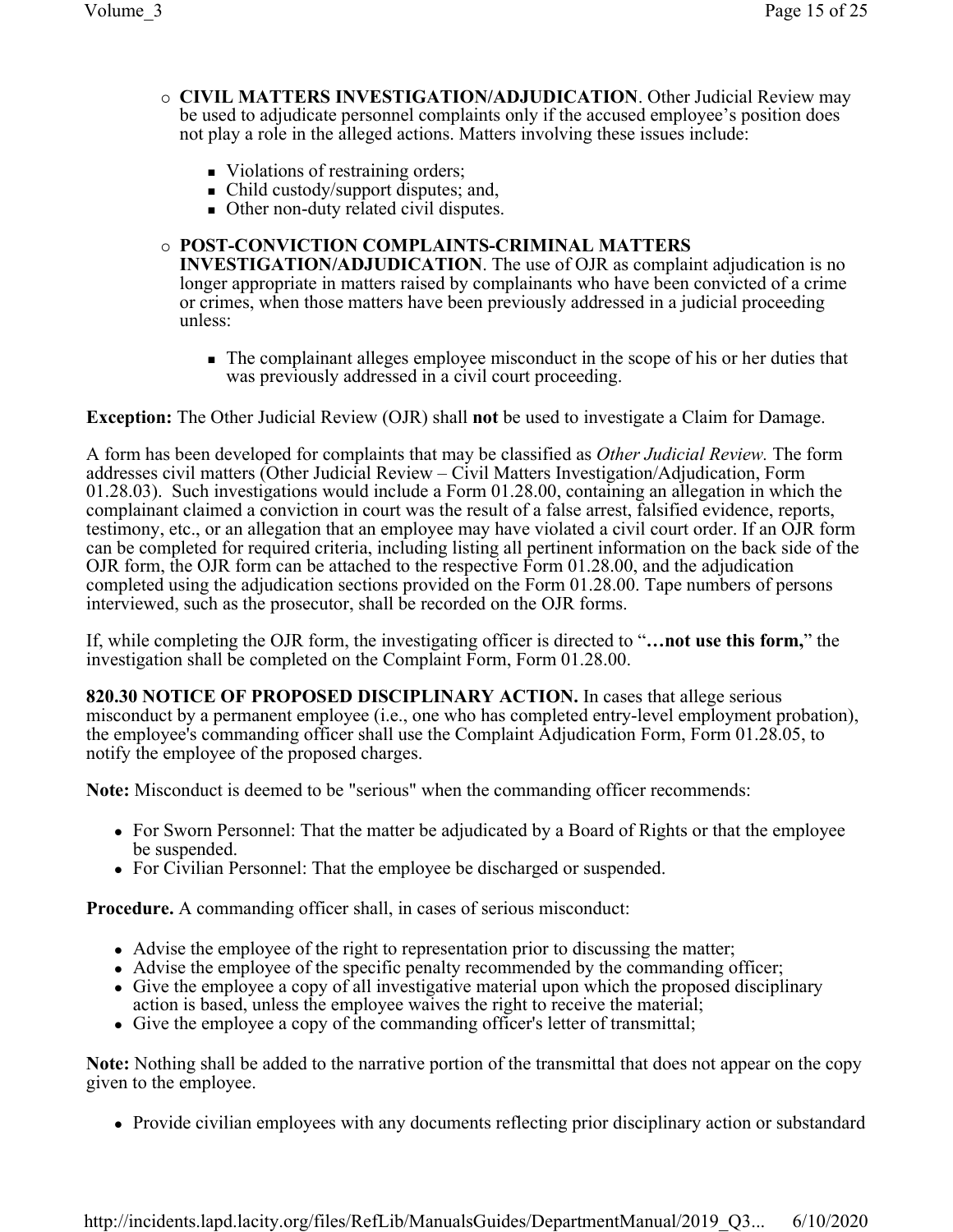- **CIVIL MATTERS INVESTIGATION/ADJUDICATION**. Other Judicial Review may be used to adjudicate personnel complaints only if the accused employee's position does not play a role in the alleged actions. Matters involving these issues include:
    - Violations of restraining orders;
    - Child custody/support disputes; and,
    - Other non-duty related civil disputes.
- **POST-CONVICTION COMPLAINTS-CRIMINAL MATTERS INVESTIGATION/ADJUDICATION**. The use of OJR as complaint adjudication is no longer appropriate in matters raised by complainants who have been convicted of a crime or crimes, when those matters have been previously addressed in a judicial proceeding unless:
    - The complainant alleges employee misconduct in the scope of his or her duties that was previously addressed in a civil court proceeding.

**Exception:** The Other Judicial Review (OJR) shall **not** be used to investigate a Claim for Damage.

A form has been developed for complaints that may be classified as *Other Judicial Review.* The form addresses civil matters (Other Judicial Review – Civil Matters Investigation/Adjudication, Form 01.28.03). Such investigations would include a Form 01.28.00, containing an allegation in which the complainant claimed a conviction in court was the result of a false arrest, falsified evidence, reports, testimony, etc., or an allegation that an employee may have violated a civil court order. If an OJR form can be completed for required criteria, including listing all pertinent information on the back side of the OJR form, the OJR form can be attached to the respective Form 01.28.00, and the adjudication completed using the adjudication sections provided on the Form 01.28.00. Tape numbers of persons interviewed, such as the prosecutor, shall be recorded on the OJR forms.

If, while completing the OJR form, the investigating officer is directed to "**…not use this form,**" the investigation shall be completed on the Complaint Form, Form 01.28.00.

**820.30 NOTICE OF PROPOSED DISCIPLINARY ACTION.** In cases that allege serious misconduct by a permanent employee (i.e., one who has completed entry-level employment probation), the employee's commanding officer shall use the Complaint Adjudication Form, Form 01.28.05, to notify the employee of the proposed charges.

**Note:** Misconduct is deemed to be "serious" when the commanding officer recommends:

- For Sworn Personnel: That the matter be adjudicated by a Board of Rights or that the employee be suspended.
- For Civilian Personnel: That the employee be discharged or suspended.

**Procedure.** A commanding officer shall, in cases of serious misconduct:

- Advise the employee of the right to representation prior to discussing the matter;
- Advise the employee of the specific penalty recommended by the commanding officer;
- Give the employee a copy of all investigative material upon which the proposed disciplinary action is based, unless the employee waives the right to receive the material;
- Give the employee a copy of the commanding officer's letter of transmittal;

**Note:** Nothing shall be added to the narrative portion of the transmittal that does not appear on the copy given to the employee.

- Provide civilian employees with any documents reflecting prior disciplinary action or substandard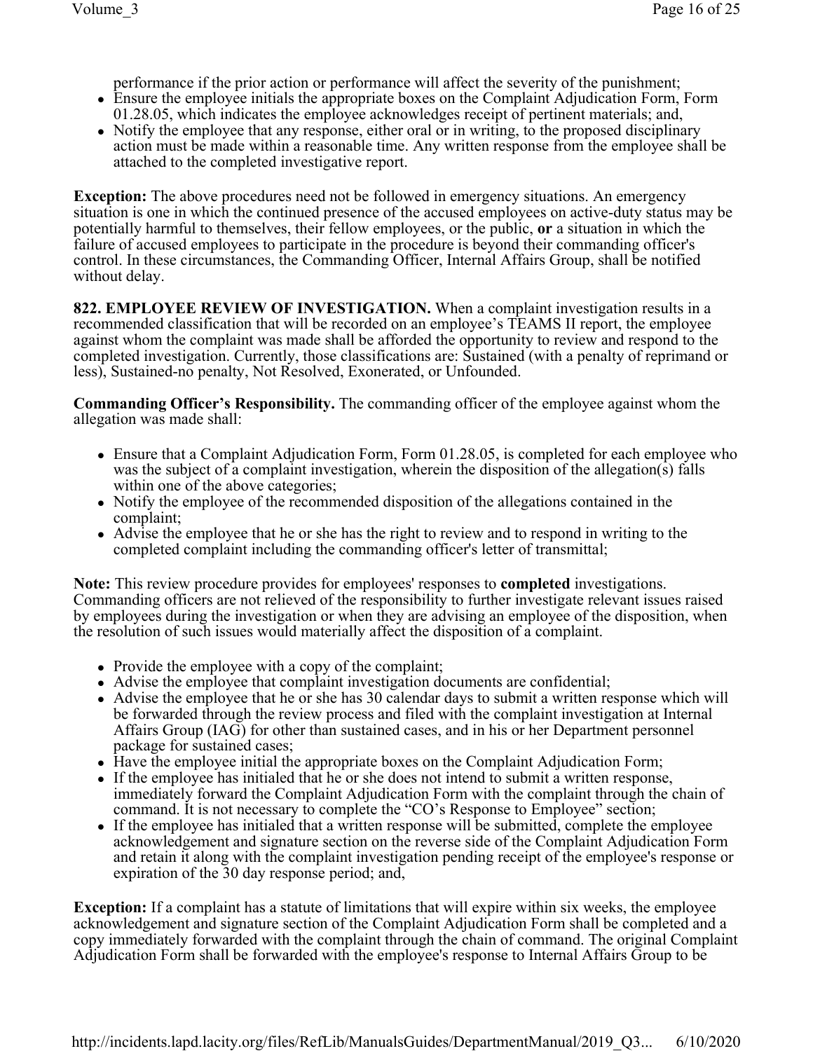performance if the prior action or performance will affect the severity of the punishment;

- Ensure the employee initials the appropriate boxes on the Complaint Adjudication Form, Form 01.28.05, which indicates the employee acknowledges receipt of pertinent materials; and,
- Notify the employee that any response, either oral or in writing, to the proposed disciplinary action must be made within a reasonable time. Any written response from the employee shall be attached to the completed investigative report.

**Exception:** The above procedures need not be followed in emergency situations. An emergency situation is one in which the continued presence of the accused employees on active-duty status may be potentially harmful to themselves, their fellow employees, or the public, **or** a situation in which the failure of accused employees to participate in the procedure is beyond their commanding officer's control. In these circumstances, the Commanding Officer, Internal Affairs Group, shall be notified without delay.

**822. EMPLOYEE REVIEW OF INVESTIGATION.** When a complaint investigation results in a recommended classification that will be recorded on an employee's TEAMS II report, the employee against whom the complaint was made shall be afforded the opportunity to review and respond to the completed investigation. Currently, those classifications are: Sustained (with a penalty of reprimand or less), Sustained-no penalty, Not Resolved, Exonerated, or Unfounded.

**Commanding Officer's Responsibility.** The commanding officer of the employee against whom the allegation was made shall:

- Ensure that a Complaint Adjudication Form, Form 01.28.05, is completed for each employee who was the subject of a complaint investigation, wherein the disposition of the allegation(s) falls within one of the above categories;
- Notify the employee of the recommended disposition of the allegations contained in the complaint;
- Advise the employee that he or she has the right to review and to respond in writing to the completed complaint including the commanding officer's letter of transmittal;

**Note:** This review procedure provides for employees' responses to **completed** investigations. Commanding officers are not relieved of the responsibility to further investigate relevant issues raised by employees during the investigation or when they are advising an employee of the disposition, when the resolution of such issues would materially affect the disposition of a complaint.

- Provide the employee with a copy of the complaint;
- Advise the employee that complaint investigation documents are confidential;
- Advise the employee that he or she has 30 calendar days to submit a written response which will be forwarded through the review process and filed with the complaint investigation at Internal Affairs Group (IAG) for other than sustained cases, and in his or her Department personnel package for sustained cases;
- Have the employee initial the appropriate boxes on the Complaint Adjudication Form;
- If the employee has initialed that he or she does not intend to submit a written response, immediately forward the Complaint Adjudication Form with the complaint through the chain of command. It is not necessary to complete the "CO's Response to Employee" section;
- If the employee has initialed that a written response will be submitted, complete the employee acknowledgement and signature section on the reverse side of the Complaint Adjudication Form and retain it along with the complaint investigation pending receipt of the employee's response or expiration of the 30 day response period; and,

**Exception:** If a complaint has a statute of limitations that will expire within six weeks, the employee acknowledgement and signature section of the Complaint Adjudication Form shall be completed and a copy immediately forwarded with the complaint through the chain of command. The original Complaint Adjudication Form shall be forwarded with the employee's response to Internal Affairs Group to be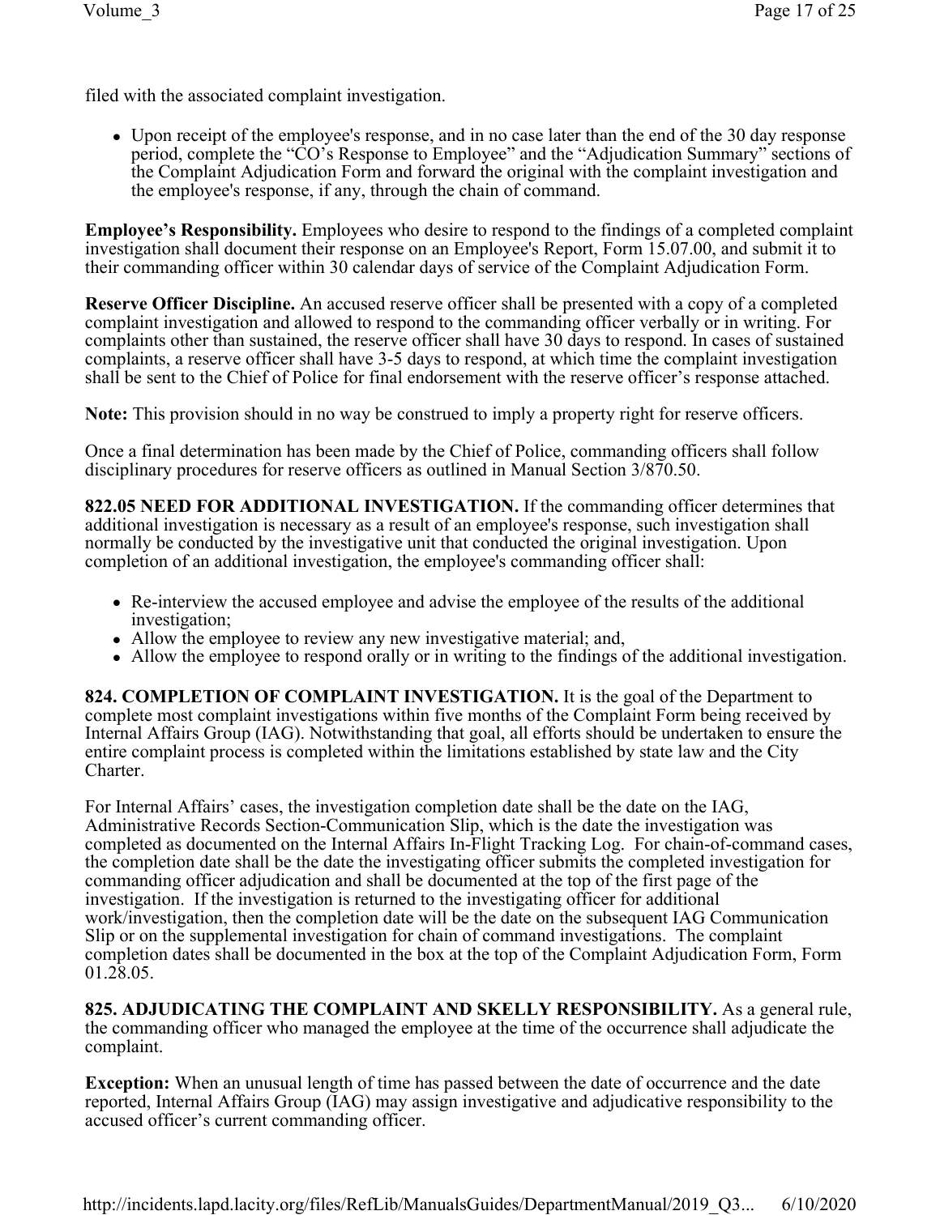filed with the associated complaint investigation.

- Upon receipt of the employee's response, and in no case later than the end of the 30 day response period, complete the "CO's Response to Employee" and the "Adjudication Summary" sections of the Complaint Adjudication Form and forward the original with the complaint investigation and the employee's response, if any, through the chain of command.

**Employee's Responsibility.** Employees who desire to respond to the findings of a completed complaint investigation shall document their response on an Employee's Report, Form 15.07.00, and submit it to their commanding officer within 30 calendar days of service of the Complaint Adjudication Form.

**Reserve Officer Discipline.** An accused reserve officer shall be presented with a copy of a completed complaint investigation and allowed to respond to the commanding officer verbally or in writing. For complaints other than sustained, the reserve officer shall have 30 days to respond. In cases of sustained complaints, a reserve officer shall have 3-5 days to respond, at which time the complaint investigation shall be sent to the Chief of Police for final endorsement with the reserve officer's response attached.

**Note:** This provision should in no way be construed to imply a property right for reserve officers.

Once a final determination has been made by the Chief of Police, commanding officers shall follow disciplinary procedures for reserve officers as outlined in Manual Section 3/870.50.

**822.05 NEED FOR ADDITIONAL INVESTIGATION.** If the commanding officer determines that additional investigation is necessary as a result of an employee's response, such investigation shall normally be conducted by the investigative unit that conducted the original investigation. Upon completion of an additional investigation, the employee's commanding officer shall:

- Re-interview the accused employee and advise the employee of the results of the additional investigation;
- Allow the employee to review any new investigative material; and,
- Allow the employee to respond orally or in writing to the findings of the additional investigation.

**824. COMPLETION OF COMPLAINT INVESTIGATION.** It is the goal of the Department to complete most complaint investigations within five months of the Complaint Form being received by Internal Affairs Group (IAG). Notwithstanding that goal, all efforts should be undertaken to ensure the entire complaint process is completed within the limitations established by state law and the City Charter.

For Internal Affairs' cases, the investigation completion date shall be the date on the IAG, Administrative Records Section-Communication Slip, which is the date the investigation was completed as documented on the Internal Affairs In-Flight Tracking Log. For chain-of-command cases, the completion date shall be the date the investigating officer submits the completed investigation for commanding officer adjudication and shall be documented at the top of the first page of the investigation. If the investigation is returned to the investigating officer for additional work/investigation, then the completion date will be the date on the subsequent IAG Communication Slip or on the supplemental investigation for chain of command investigations. The complaint completion dates shall be documented in the box at the top of the Complaint Adjudication Form, Form 01.28.05.

**825. ADJUDICATING THE COMPLAINT AND SKELLY RESPONSIBILITY.** As a general rule, the commanding officer who managed the employee at the time of the occurrence shall adjudicate the complaint.

**Exception:** When an unusual length of time has passed between the date of occurrence and the date reported, Internal Affairs Group (IAG) may assign investigative and adjudicative responsibility to the accused officer's current commanding officer.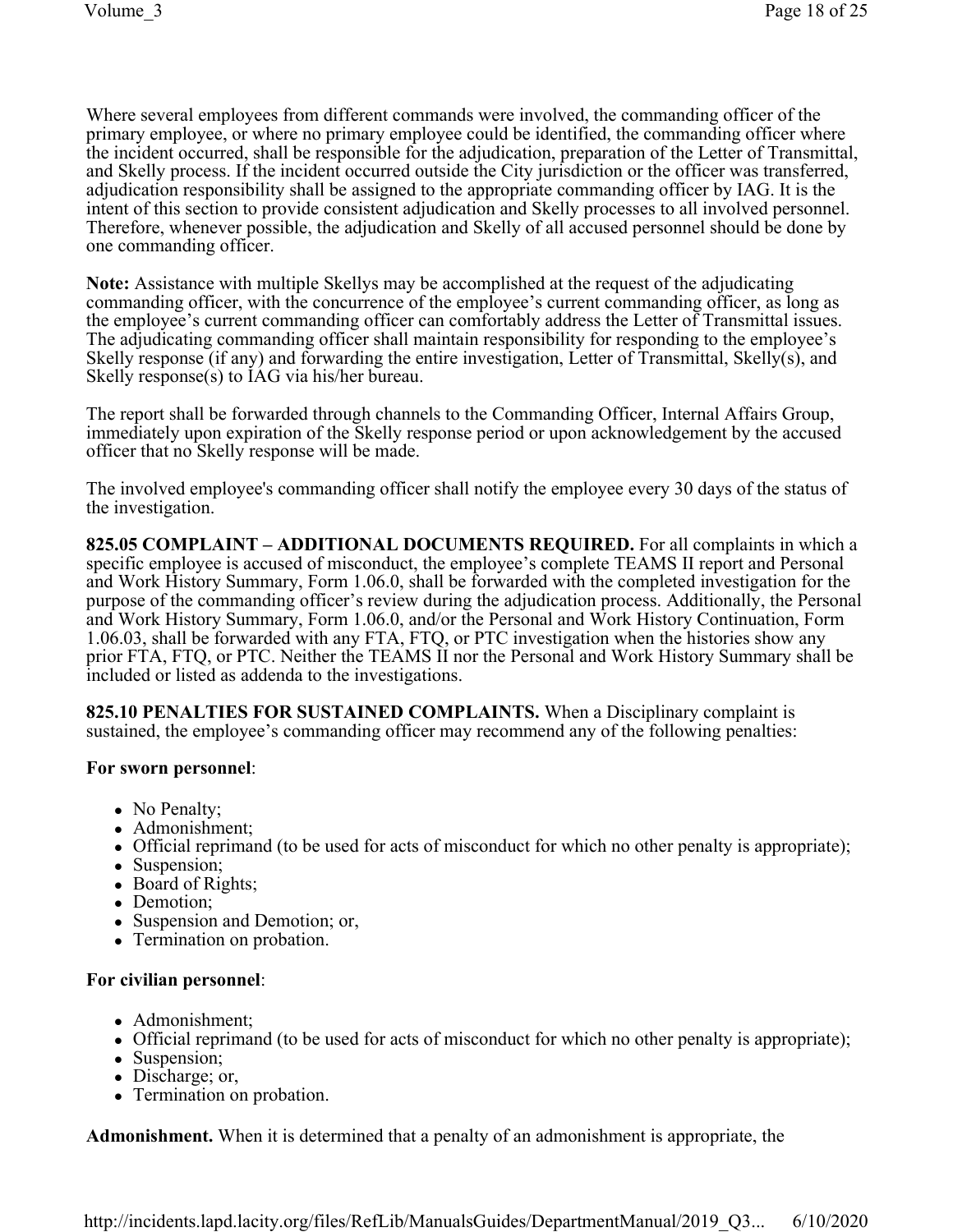Where several employees from different commands were involved, the commanding officer of the primary employee, or where no primary employee could be identified, the commanding officer where the incident occurred, shall be responsible for the adjudication, preparation of the Letter of Transmittal, and Skelly process. If the incident occurred outside the City jurisdiction or the officer was transferred, adjudication responsibility shall be assigned to the appropriate commanding officer by IAG. It is the intent of this section to provide consistent adjudication and Skelly processes to all involved personnel. Therefore, whenever possible, the adjudication and Skelly of all accused personnel should be done by one commanding officer.

**Note:** Assistance with multiple Skellys may be accomplished at the request of the adjudicating commanding officer, with the concurrence of the employee's current commanding officer, as long as the employee's current commanding officer can comfortably address the Letter of Transmittal issues. The adjudicating commanding officer shall maintain responsibility for responding to the employee's Skelly response (if any) and forwarding the entire investigation, Letter of Transmittal, Skelly(s), and Skelly response(s) to IAG via his/her bureau.

The report shall be forwarded through channels to the Commanding Officer, Internal Affairs Group, immediately upon expiration of the Skelly response period or upon acknowledgement by the accused officer that no Skelly response will be made.

The involved employee's commanding officer shall notify the employee every 30 days of the status of the investigation.

**825.05 COMPLAINT – ADDITIONAL DOCUMENTS REQUIRED.** For all complaints in which a specific employee is accused of misconduct, the employee's complete TEAMS II report and Personal and Work History Summary, Form 1.06.0, shall be forwarded with the completed investigation for the purpose of the commanding officer's review during the adjudication process. Additionally, the Personal and Work History Summary, Form 1.06.0, and/or the Personal and Work History Continuation, Form 1.06.03, shall be forwarded with any FTA, FTQ, or PTC investigation when the histories show any prior FTA, FTQ, or PTC. Neither the TEAMS II nor the Personal and Work History Summary shall be included or listed as addenda to the investigations.

**825.10 PENALTIES FOR SUSTAINED COMPLAINTS.** When a Disciplinary complaint is sustained, the employee's commanding officer may recommend any of the following penalties:

**For sworn personnel**:

- No Penalty;
- Admonishment;
- Official reprimand (to be used for acts of misconduct for which no other penalty is appropriate);
- Suspension;
- Board of Rights;
- Demotion;
- Suspension and Demotion; or,
- Termination on probation.

**For civilian personnel**:

- Admonishment;
- Official reprimand (to be used for acts of misconduct for which no other penalty is appropriate);
- Suspension;
- Discharge; or,
- Termination on probation.

**Admonishment.** When it is determined that a penalty of an admonishment is appropriate, the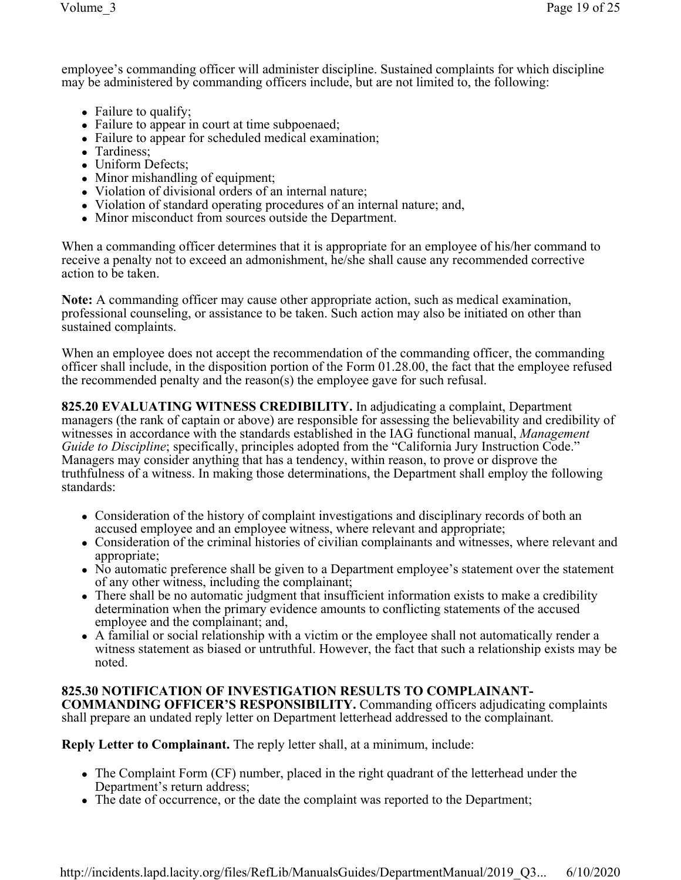employee's commanding officer will administer discipline. Sustained complaints for which discipline may be administered by commanding officers include, but are not limited to, the following:

- Failure to qualify;
- Failure to appear in court at time subpoenaed;
- Failure to appear for scheduled medical examination;
- Tardiness;
- Uniform Defects;
- Minor mishandling of equipment;
- Violation of divisional orders of an internal nature;
- Violation of standard operating procedures of an internal nature; and,
- Minor misconduct from sources outside the Department.

When a commanding officer determines that it is appropriate for an employee of his/her command to receive a penalty not to exceed an admonishment, he/she shall cause any recommended corrective action to be taken.

**Note:** A commanding officer may cause other appropriate action, such as medical examination, professional counseling, or assistance to be taken. Such action may also be initiated on other than sustained complaints.

When an employee does not accept the recommendation of the commanding officer, the commanding officer shall include, in the disposition portion of the Form 01.28.00, the fact that the employee refused the recommended penalty and the reason(s) the employee gave for such refusal.

**825.20 EVALUATING WITNESS CREDIBILITY.** In adjudicating a complaint, Department managers (the rank of captain or above) are responsible for assessing the believability and credibility of witnesses in accordance with the standards established in the IAG functional manual, *Management Guide to Discipline*; specifically, principles adopted from the "California Jury Instruction Code." Managers may consider anything that has a tendency, within reason, to prove or disprove the truthfulness of a witness. In making those determinations, the Department shall employ the following standards:

- Consideration of the history of complaint investigations and disciplinary records of both an accused employee and an employee witness, where relevant and appropriate;
- Consideration of the criminal histories of civilian complainants and witnesses, where relevant and appropriate;
- No automatic preference shall be given to a Department employee's statement over the statement of any other witness, including the complainant;
- There shall be no automatic judgment that insufficient information exists to make a credibility determination when the primary evidence amounts to conflicting statements of the accused employee and the complainant; and,
- A familial or social relationship with a victim or the employee shall not automatically render a witness statement as biased or untruthful. However, the fact that such a relationship exists may be noted.

**825.30 NOTIFICATION OF INVESTIGATION RESULTS TO COMPLAINANT-COMMANDING OFFICER'S RESPONSIBILITY.** Commanding officers adjudicating complaints shall prepare an undated reply letter on Department letterhead addressed to the complainant.

**Reply Letter to Complainant.** The reply letter shall, at a minimum, include:

- The Complaint Form (CF) number, placed in the right quadrant of the letterhead under the Department's return address;
- The date of occurrence, or the date the complaint was reported to the Department;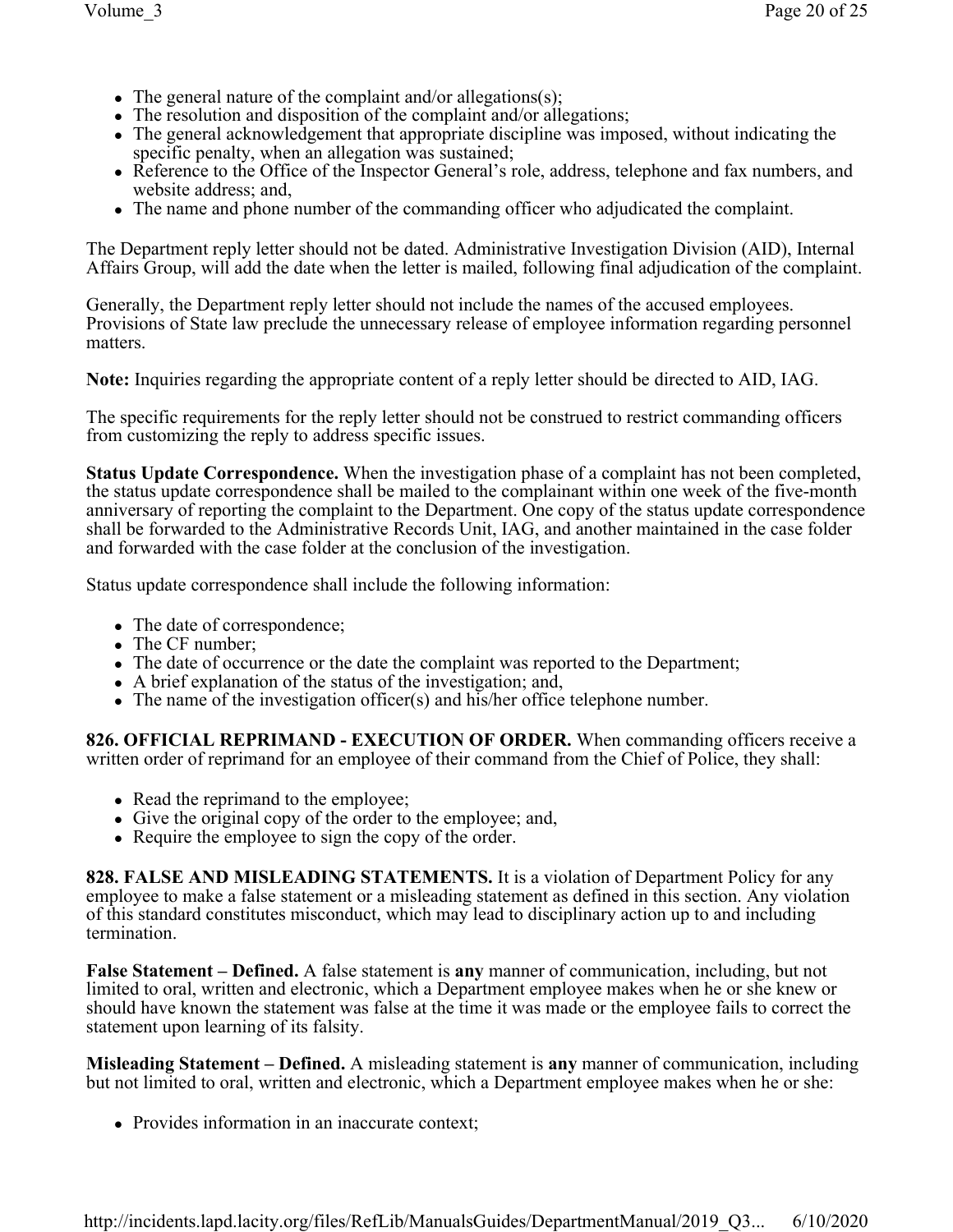- The general nature of the complaint and/or allegations(s);
- The resolution and disposition of the complaint and/or allegations;
- The general acknowledgement that appropriate discipline was imposed, without indicating the specific penalty, when an allegation was sustained;
- Reference to the Office of the Inspector General's role, address, telephone and fax numbers, and website address; and,
- The name and phone number of the commanding officer who adjudicated the complaint.

The Department reply letter should not be dated. Administrative Investigation Division (AID), Internal Affairs Group, will add the date when the letter is mailed, following final adjudication of the complaint.

Generally, the Department reply letter should not include the names of the accused employees. Provisions of State law preclude the unnecessary release of employee information regarding personnel matters.

**Note:** Inquiries regarding the appropriate content of a reply letter should be directed to AID, IAG.

The specific requirements for the reply letter should not be construed to restrict commanding officers from customizing the reply to address specific issues.

**Status Update Correspondence.** When the investigation phase of a complaint has not been completed, the status update correspondence shall be mailed to the complainant within one week of the five-month anniversary of reporting the complaint to the Department. One copy of the status update correspondence shall be forwarded to the Administrative Records Unit, IAG, and another maintained in the case folder and forwarded with the case folder at the conclusion of the investigation.

Status update correspondence shall include the following information:

- The date of correspondence;
- The CF number;
- The date of occurrence or the date the complaint was reported to the Department;
- A brief explanation of the status of the investigation; and,
- The name of the investigation officer(s) and his/her office telephone number.

**826. OFFICIAL REPRIMAND - EXECUTION OF ORDER.** When commanding officers receive a written order of reprimand for an employee of their command from the Chief of Police, they shall:

- Read the reprimand to the employee;
- Give the original copy of the order to the employee; and,
- Require the employee to sign the copy of the order.

**828. FALSE AND MISLEADING STATEMENTS.** It is a violation of Department Policy for any employee to make a false statement or a misleading statement as defined in this section. Any violation of this standard constitutes misconduct, which may lead to disciplinary action up to and including termination.

**False Statement – Defined.** A false statement is **any** manner of communication, including, but not limited to oral, written and electronic, which a Department employee makes when he or she knew or should have known the statement was false at the time it was made or the employee fails to correct the statement upon learning of its falsity.

**Misleading Statement – Defined.** A misleading statement is **any** manner of communication, including but not limited to oral, written and electronic, which a Department employee makes when he or she:

- Provides information in an inaccurate context;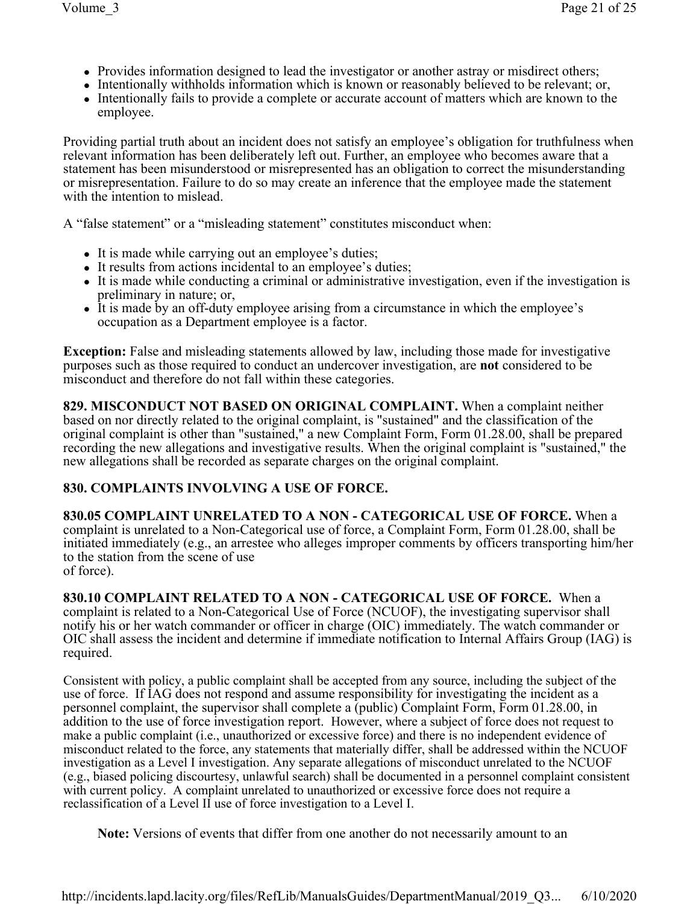- Provides information designed to lead the investigator or another astray or misdirect others;
- Intentionally withholds information which is known or reasonably believed to be relevant; or,
- Intentionally fails to provide a complete or accurate account of matters which are known to the employee.

Providing partial truth about an incident does not satisfy an employee's obligation for truthfulness when relevant information has been deliberately left out. Further, an employee who becomes aware that a statement has been misunderstood or misrepresented has an obligation to correct the misunderstanding or misrepresentation. Failure to do so may create an inference that the employee made the statement with the intention to mislead.

A "false statement" or a "misleading statement" constitutes misconduct when:

- It is made while carrying out an employee's duties;
- It results from actions incidental to an employee's duties;
- It is made while conducting a criminal or administrative investigation, even if the investigation is preliminary in nature; or,
- It is made by an off-duty employee arising from a circumstance in which the employee's occupation as a Department employee is a factor.

**Exception:** False and misleading statements allowed by law, including those made for investigative purposes such as those required to conduct an undercover investigation, are **not** considered to be misconduct and therefore do not fall within these categories.

**829. MISCONDUCT NOT BASED ON ORIGINAL COMPLAINT.** When a complaint neither based on nor directly related to the original complaint, is "sustained" and the classification of the original complaint is other than "sustained," a new Complaint Form, Form 01.28.00, shall be prepared recording the new allegations and investigative results. When the original complaint is "sustained," the new allegations shall be recorded as separate charges on the original complaint.

**830. COMPLAINTS INVOLVING A USE OF FORCE.**

**830.05 COMPLAINT UNRELATED TO A NON - CATEGORICAL USE OF FORCE.** When a complaint is unrelated to a Non-Categorical use of force, a Complaint Form, Form 01.28.00, shall be initiated immediately (e.g., an arrestee who alleges improper comments by officers transporting him/her to the station from the scene of use of force).

**830.10 COMPLAINT RELATED TO A NON - CATEGORICAL USE OF FORCE.** When a complaint is related to a Non-Categorical Use of Force (NCUOF), the investigating supervisor shall notify his or her watch commander or officer in charge (OIC) immediately. The watch commander or OIC shall assess the incident and determine if immediate notification to Internal Affairs Group (IAG) is required.

Consistent with policy, a public complaint shall be accepted from any source, including the subject of the use of force. If IAG does not respond and assume responsibility for investigating the incident as a personnel complaint, the supervisor shall complete a (public) Complaint Form, Form 01.28.00, in addition to the use of force investigation report. However, where a subject of force does not request to make a public complaint (i.e., unauthorized or excessive force) and there is no independent evidence of misconduct related to the force, any statements that materially differ, shall be addressed within the NCUOF investigation as a Level I investigation. Any separate allegations of misconduct unrelated to the NCUOF (e.g., biased policing discourtesy, unlawful search) shall be documented in a personnel complaint consistent with current policy. A complaint unrelated to unauthorized or excessive force does not require a reclassification of a Level II use of force investigation to a Level I.

**Note:** Versions of events that differ from one another do not necessarily amount to an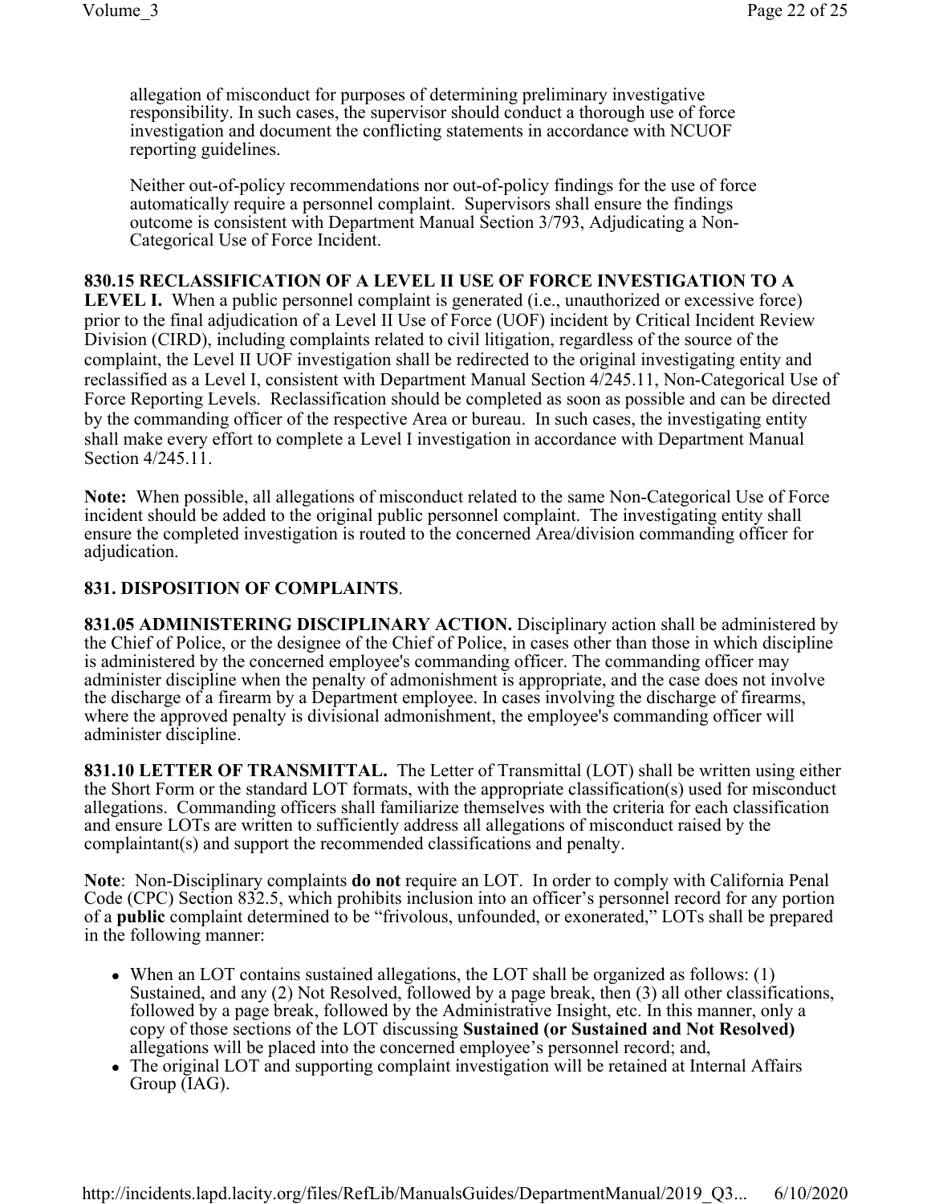allegation of misconduct for purposes of determining preliminary investigative responsibility. In such cases, the supervisor should conduct a thorough use of force investigation and document the conflicting statements in accordance with NCUOF reporting guidelines.

Neither out-of-policy recommendations nor out-of-policy findings for the use of force automatically require a personnel complaint. Supervisors shall ensure the findings outcome is consistent with Department Manual Section 3/793, Adjudicating a Non-Categorical Use of Force Incident.

**830.15 RECLASSIFICATION OF A LEVEL II USE OF FORCE INVESTIGATION TO A LEVEL I.** When a public personnel complaint is generated (i.e., unauthorized or excessive force) prior to the final adjudication of a Level II Use of Force (UOF) incident by Critical Incident Review Division (CIRD), including complaints related to civil litigation, regardless of the source of the complaint, the Level II UOF investigation shall be redirected to the original investigating entity and reclassified as a Level I, consistent with Department Manual Section 4/245.11, Non-Categorical Use of Force Reporting Levels. Reclassification should be completed as soon as possible and can be directed by the commanding officer of the respective Area or bureau. In such cases, the investigating entity shall make every effort to complete a Level I investigation in accordance with Department Manual Section 4/245.11.

**Note:** When possible, all allegations of misconduct related to the same Non-Categorical Use of Force incident should be added to the original public personnel complaint. The investigating entity shall ensure the completed investigation is routed to the concerned Area/division commanding officer for adjudication.

## 831. DISPOSITION OF COMPLAINTS.

**831.05 ADMINISTERING DISCIPLINARY ACTION.** Disciplinary action shall be administered by the Chief of Police, or the designee of the Chief of Police, in cases other than those in which discipline is administered by the concerned employee's commanding officer. The commanding officer may administer discipline when the penalty of admonishment is appropriate, and the case does not involve the discharge of a firearm by a Department employee. In cases involving the discharge of firearms, where the approved penalty is divisional admonishment, the employee's commanding officer will administer discipline.

**831.10 LETTER OF TRANSMITTAL.** The Letter of Transmittal (LOT) shall be written using either the Short Form or the standard LOT formats, with the appropriate classification(s) used for misconduct allegations. Commanding officers shall familiarize themselves with the criteria for each classification and ensure LOTs are written to sufficiently address all allegations of misconduct raised by the complaintant(s) and support the recommended classifications and penalty.

**Note**: Non-Disciplinary complaints **do not** require an LOT. In order to comply with California Penal Code (CPC) Section 832.5, which prohibits inclusion into an officer's personnel record for any portion of a **public** complaint determined to be "frivolous, unfounded, or exonerated," LOTs shall be prepared in the following manner:

- When an LOT contains sustained allegations, the LOT shall be organized as follows: (1) Sustained, and any (2) Not Resolved, followed by a page break, then (3) all other classifications, followed by a page break, followed by the Administrative Insight, etc. In this manner, only a copy of those sections of the LOT discussing **Sustained (or Sustained and Not Resolved)** allegations will be placed into the concerned employee's personnel record; and,
- The original LOT and supporting complaint investigation will be retained at Internal Affairs Group (IAG).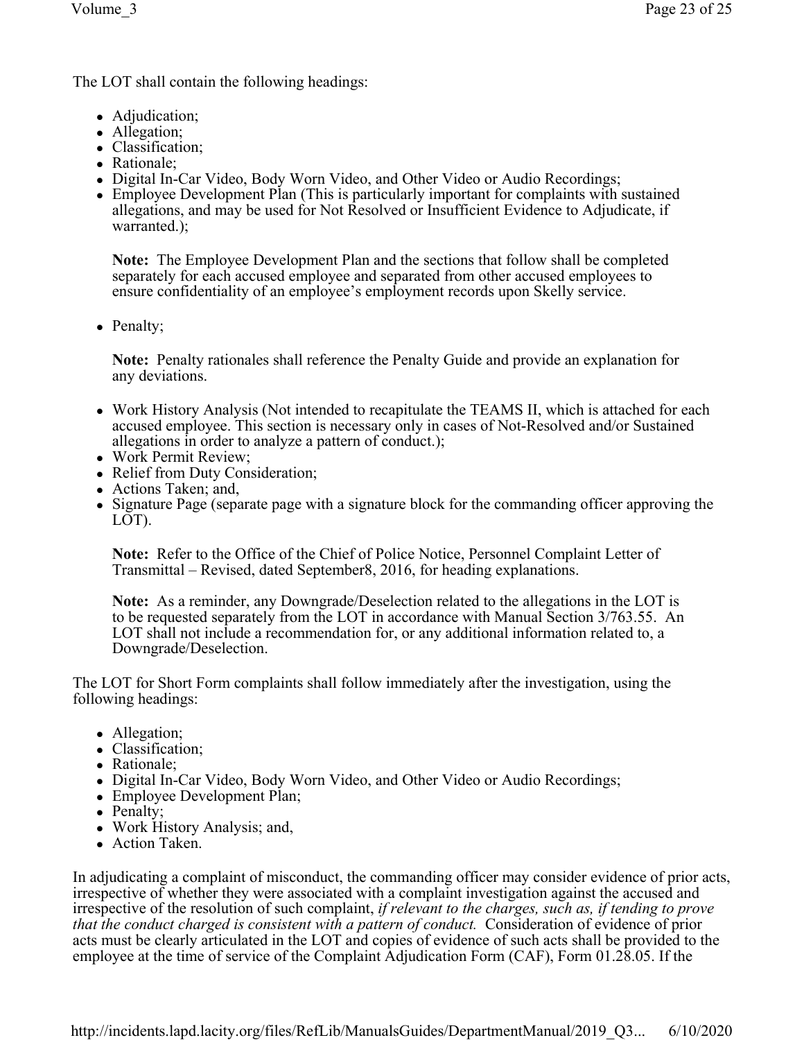The LOT shall contain the following headings:

- Adjudication;
- Allegation;
- Classification;
- Rationale;
- Digital In-Car Video, Body Worn Video, and Other Video or Audio Recordings;
- Employee Development Plan (This is particularly important for complaints with sustained allegations, and may be used for Not Resolved or Insufficient Evidence to Adjudicate, if warranted.);

  **Note:** The Employee Development Plan and the sections that follow shall be completed separately for each accused employee and separated from other accused employees to ensure confidentiality of an employee's employment records upon Skelly service.

- Penalty;

  **Note:** Penalty rationales shall reference the Penalty Guide and provide an explanation for any deviations.

- Work History Analysis (Not intended to recapitulate the TEAMS II, which is attached for each accused employee. This section is necessary only in cases of Not-Resolved and/or Sustained allegations in order to analyze a pattern of conduct.);
- Work Permit Review;
- Relief from Duty Consideration;
- Actions Taken; and,
- Signature Page (separate page with a signature block for the commanding officer approving the LOT).

  **Note:** Refer to the Office of the Chief of Police Notice, Personnel Complaint Letter of Transmittal – Revised, dated September8, 2016, for heading explanations.

  **Note:** As a reminder, any Downgrade/Deselection related to the allegations in the LOT is to be requested separately from the LOT in accordance with Manual Section 3/763.55. An LOT shall not include a recommendation for, or any additional information related to, a Downgrade/Deselection.

The LOT for Short Form complaints shall follow immediately after the investigation, using the following headings:

- Allegation;
- Classification;
- Rationale;
- Digital In-Car Video, Body Worn Video, and Other Video or Audio Recordings;
- Employee Development Plan;
- Penalty;
- Work History Analysis; and,
- Action Taken.

In adjudicating a complaint of misconduct, the commanding officer may consider evidence of prior acts, irrespective of whether they were associated with a complaint investigation against the accused and irrespective of the resolution of such complaint, *if relevant to the charges, such as, if tending to prove that the conduct charged is consistent with a pattern of conduct.* Consideration of evidence of prior acts must be clearly articulated in the LOT and copies of evidence of such acts shall be provided to the employee at the time of service of the Complaint Adjudication Form (CAF), Form 01.28.05. If the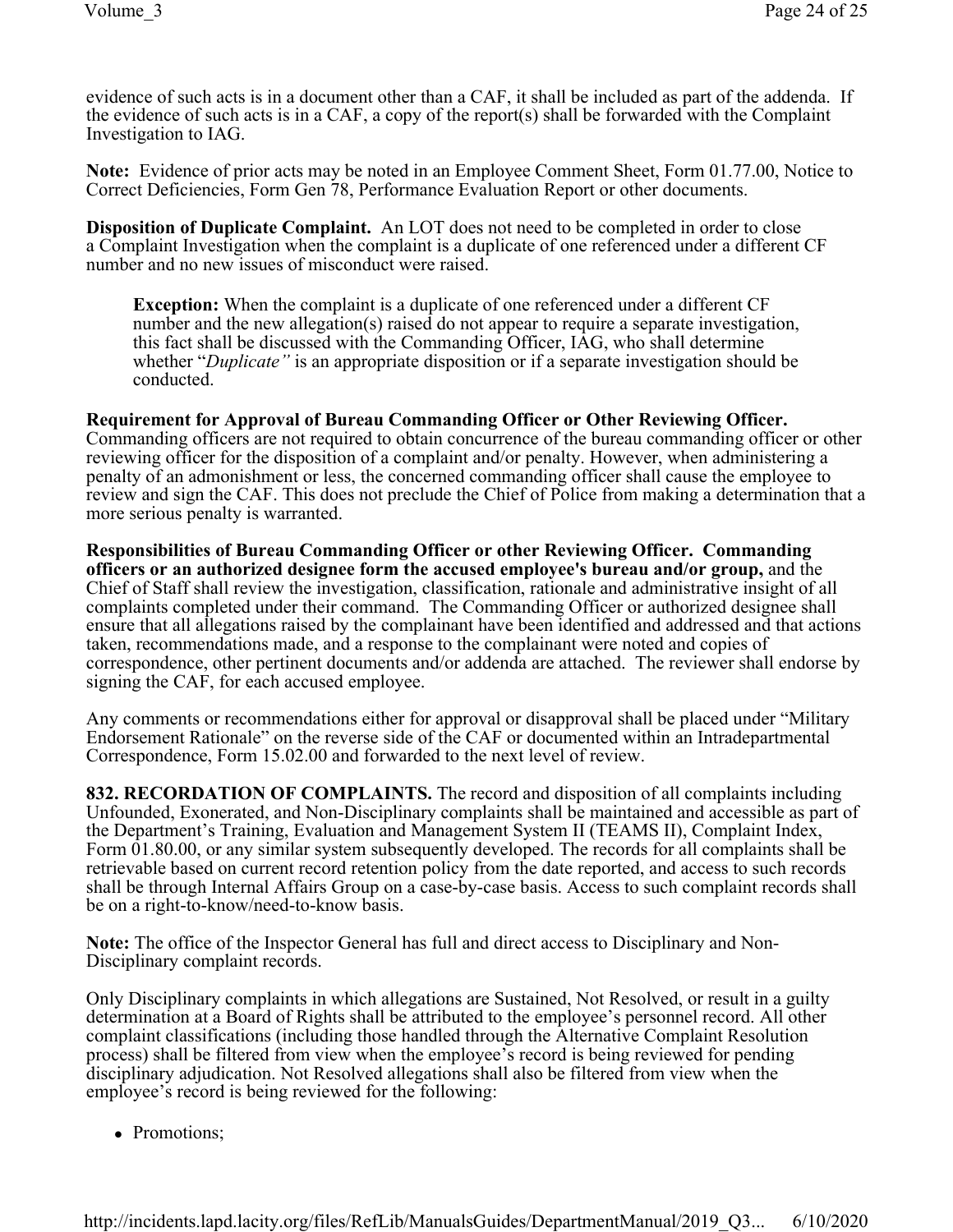evidence of such acts is in a document other than a CAF, it shall be included as part of the addenda. If the evidence of such acts is in a CAF, a copy of the report(s) shall be forwarded with the Complaint Investigation to IAG.

**Note:** Evidence of prior acts may be noted in an Employee Comment Sheet, Form 01.77.00, Notice to Correct Deficiencies, Form Gen 78, Performance Evaluation Report or other documents.

**Disposition of Duplicate Complaint.** An LOT does not need to be completed in order to close a Complaint Investigation when the complaint is a duplicate of one referenced under a different CF number and no new issues of misconduct were raised.

> **Exception:** When the complaint is a duplicate of one referenced under a different CF number and the new allegation(s) raised do not appear to require a separate investigation, this fact shall be discussed with the Commanding Officer, IAG, who shall determine whether "*Duplicate"* is an appropriate disposition or if a separate investigation should be conducted.

**Requirement for Approval of Bureau Commanding Officer or Other Reviewing Officer.** Commanding officers are not required to obtain concurrence of the bureau commanding officer or other reviewing officer for the disposition of a complaint and/or penalty. However, when administering a penalty of an admonishment or less, the concerned commanding officer shall cause the employee to review and sign the CAF. This does not preclude the Chief of Police from making a determination that a more serious penalty is warranted.

**Responsibilities of Bureau Commanding Officer or other Reviewing Officer. Commanding officers or an authorized designee form the accused employee's bureau and/or group,** and the Chief of Staff shall review the investigation, classification, rationale and administrative insight of all complaints completed under their command. The Commanding Officer or authorized designee shall ensure that all allegations raised by the complainant have been identified and addressed and that actions taken, recommendations made, and a response to the complainant were noted and copies of correspondence, other pertinent documents and/or addenda are attached. The reviewer shall endorse by signing the CAF, for each accused employee.

Any comments or recommendations either for approval or disapproval shall be placed under "Military Endorsement Rationale" on the reverse side of the CAF or documented within an Intradepartmental Correspondence, Form 15.02.00 and forwarded to the next level of review.

**832. RECORDATION OF COMPLAINTS.** The record and disposition of all complaints including Unfounded, Exonerated, and Non-Disciplinary complaints shall be maintained and accessible as part of the Department's Training, Evaluation and Management System II (TEAMS II), Complaint Index, Form 01.80.00, or any similar system subsequently developed. The records for all complaints shall be retrievable based on current record retention policy from the date reported, and access to such records shall be through Internal Affairs Group on a case-by-case basis. Access to such complaint records shall be on a right-to-know/need-to-know basis.

**Note:** The office of the Inspector General has full and direct access to Disciplinary and Non-Disciplinary complaint records.

Only Disciplinary complaints in which allegations are Sustained, Not Resolved, or result in a guilty determination at a Board of Rights shall be attributed to the employee's personnel record. All other complaint classifications (including those handled through the Alternative Complaint Resolution process) shall be filtered from view when the employee's record is being reviewed for pending disciplinary adjudication. Not Resolved allegations shall also be filtered from view when the employee's record is being reviewed for the following:

- Promotions;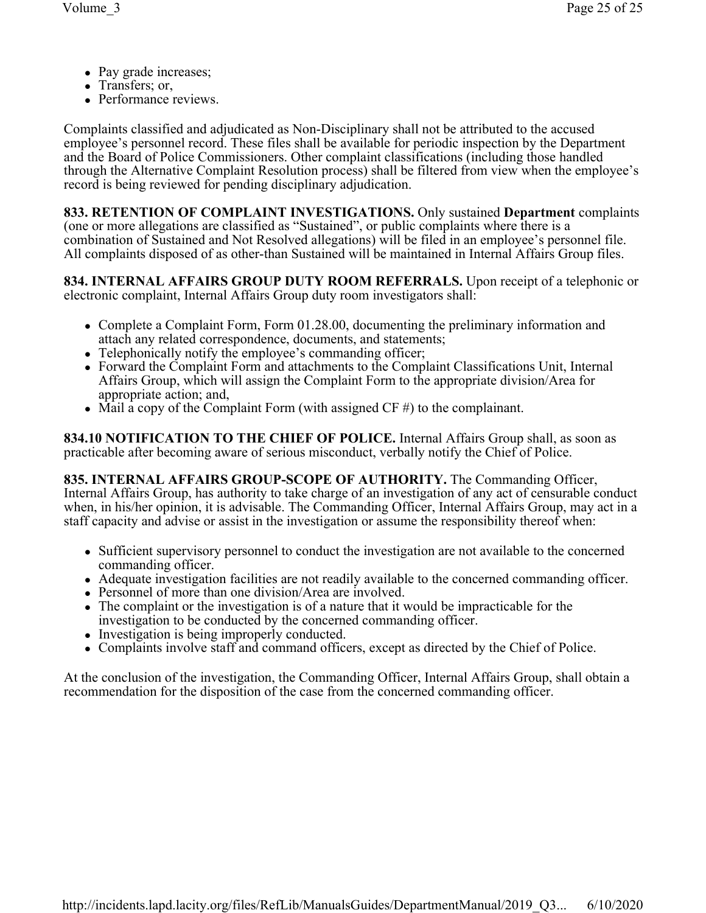- Pay grade increases;
- Transfers; or,
- Performance reviews.

Complaints classified and adjudicated as Non-Disciplinary shall not be attributed to the accused employee's personnel record. These files shall be available for periodic inspection by the Department and the Board of Police Commissioners. Other complaint classifications (including those handled through the Alternative Complaint Resolution process) shall be filtered from view when the employee's record is being reviewed for pending disciplinary adjudication.

**833. RETENTION OF COMPLAINT INVESTIGATIONS.** Only sustained **Department** complaints (one or more allegations are classified as "Sustained", or public complaints where there is a combination of Sustained and Not Resolved allegations) will be filed in an employee's personnel file. All complaints disposed of as other-than Sustained will be maintained in Internal Affairs Group files.

**834. INTERNAL AFFAIRS GROUP DUTY ROOM REFERRALS.** Upon receipt of a telephonic or electronic complaint, Internal Affairs Group duty room investigators shall:

- Complete a Complaint Form, Form 01.28.00, documenting the preliminary information and attach any related correspondence, documents, and statements;
- Telephonically notify the employee's commanding officer;
- Forward the Complaint Form and attachments to the Complaint Classifications Unit, Internal Affairs Group, which will assign the Complaint Form to the appropriate division/Area for appropriate action; and,
- Mail a copy of the Complaint Form (with assigned CF #) to the complainant.

**834.10 NOTIFICATION TO THE CHIEF OF POLICE.** Internal Affairs Group shall, as soon as practicable after becoming aware of serious misconduct, verbally notify the Chief of Police.

**835. INTERNAL AFFAIRS GROUP-SCOPE OF AUTHORITY.** The Commanding Officer, Internal Affairs Group, has authority to take charge of an investigation of any act of censurable conduct when, in his/her opinion, it is advisable. The Commanding Officer, Internal Affairs Group, may act in a staff capacity and advise or assist in the investigation or assume the responsibility thereof when:

- Sufficient supervisory personnel to conduct the investigation are not available to the concerned commanding officer.
- Adequate investigation facilities are not readily available to the concerned commanding officer.
- Personnel of more than one division/Area are involved.
- The complaint or the investigation is of a nature that it would be impracticable for the investigation to be conducted by the concerned commanding officer.
- Investigation is being improperly conducted.
- Complaints involve staff and command officers, except as directed by the Chief of Police.

At the conclusion of the investigation, the Commanding Officer, Internal Affairs Group, shall obtain a recommendation for the disposition of the case from the concerned commanding officer.